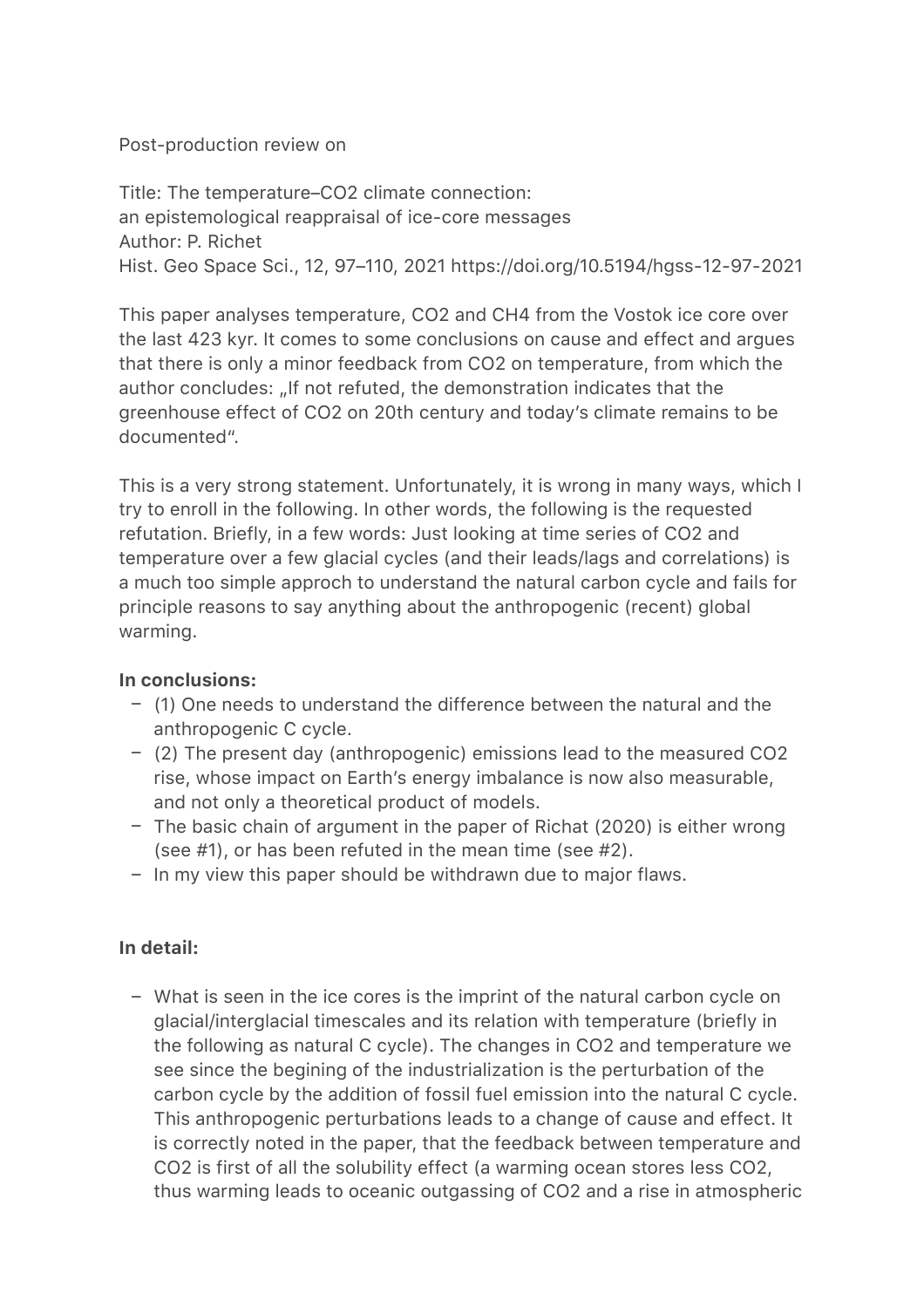Post-production review on

Title: The temperature–$CO_2$ climate connection:
an epistemological reappraisal of ice-core messages
Author: P. Richet
Hist. Geo Space Sci., 12, 97–110, 2021 https://doi.org/10.5194/hgss-12-97-2021

This paper analyses temperature, $CO_2$ and $CH_4$ from the Vostok ice core over the last 423 kyr. It comes to some conclusions on cause and effect and argues that there is only a minor feedback from $CO_2$ on temperature, from which the author concludes: „If not refuted, the demonstration indicates that the greenhouse effect of $CO_2$ on 20th century and today's climate remains to be documented".

This is a very strong statement. Unfortunately, it is wrong in many ways, which I try to enroll in the following. In other words, the following is the requested refutation. Briefly, in a few words: Just looking at time series of $CO_2$ and temperature over a few glacial cycles (and their leads/lags and correlations) is a much too simple approch to understand the natural carbon cycle and fails for principle reasons to say anything about the anthropogenic (recent) global warming.

**In conclusions:**

- (1) One needs to understand the difference between the natural and the anthropogenic C cycle.
- (2) The present day (anthropogenic) emissions lead to the measured $CO_2$ rise, whose impact on Earth's energy imbalance is now also measurable, and not only a theoretical product of models.
- The basic chain of argument in the paper of Richat (2020) is either wrong (see #1), or has been refuted in the mean time (see #2).
- In my view this paper should be withdrawn due to major flaws.

**In detail:**

- What is seen in the ice cores is the imprint of the natural carbon cycle on glacial/interglacial timescales and its relation with temperature (briefly in the following as natural C cycle). The changes in $CO_2$ and temperature we see since the begining of the industrialization is the perturbation of the carbon cycle by the addition of fossil fuel emission into the natural C cycle. This anthropogenic perturbations leads to a change of cause and effect. It is correctly noted in the paper, that the feedback between temperature and $CO_2$ is first of all the solubility effect (a warming ocean stores less $CO_2$, thus warming leads to oceanic outgassing of $CO_2$ and a rise in atmospheric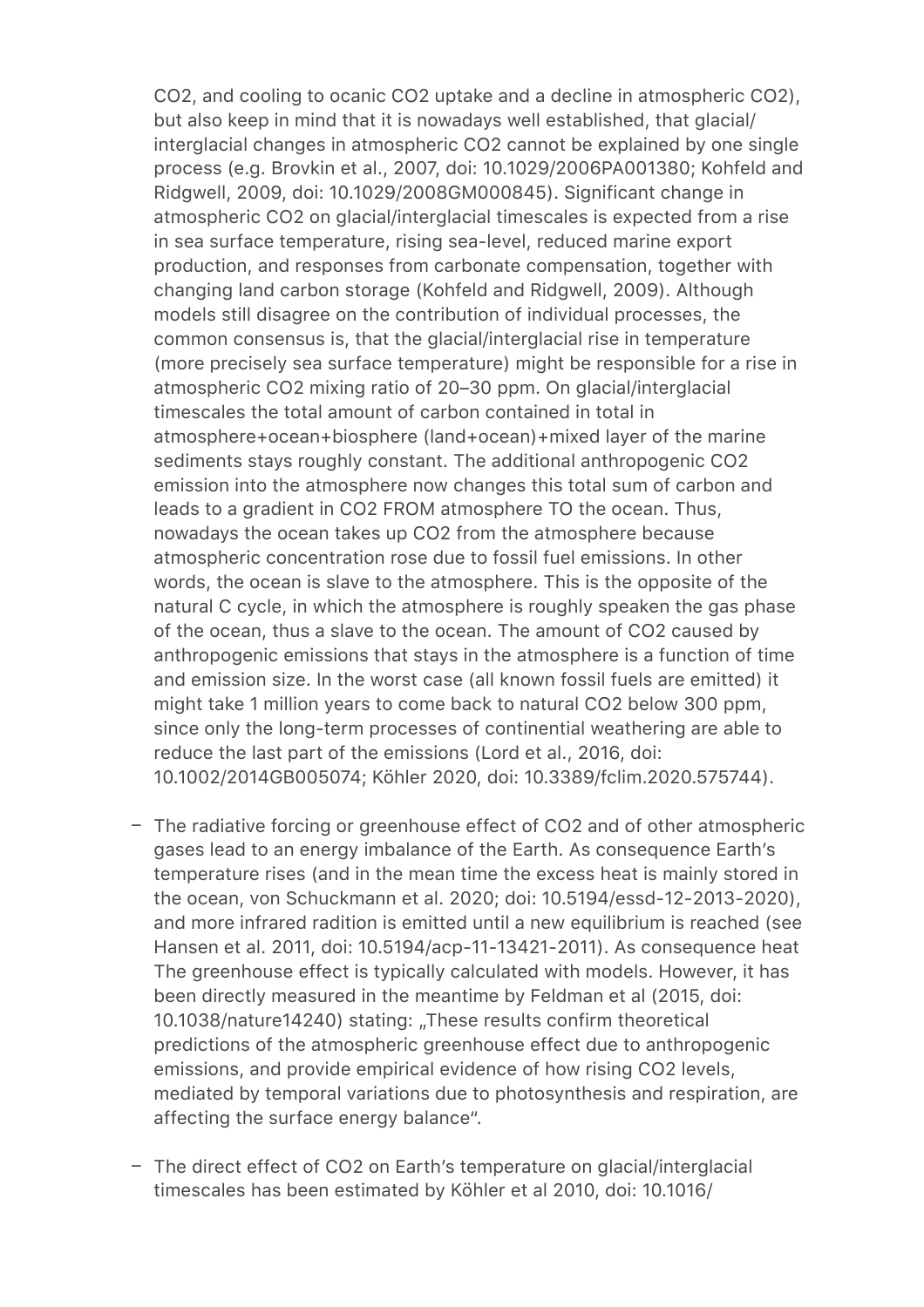CO2, and cooling to ocanic $CO_2$ uptake and a decline in atmospheric $CO_2$), but also keep in mind that it is nowadays well established, that glacial/interglacial changes in atmospheric $CO_2$ cannot be explained by one single process (e.g. Brovkin et al., 2007, doi: 10.1029/2006PA001380; Kohfeld and Ridgwell, 2009, doi: 10.1029/2008GM000845). Significant change in atmospheric $CO_2$ on glacial/interglacial timescales is expected from a rise in sea surface temperature, rising sea-level, reduced marine export production, and responses from carbonate compensation, together with changing land carbon storage (Kohfeld and Ridgwell, 2009). Although models still disagree on the contribution of individual processes, the common consensus is, that the glacial/interglacial rise in temperature (more precisely sea surface temperature) might be responsible for a rise in atmospheric $CO_2$ mixing ratio of 20–30 ppm. On glacial/interglacial timescales the total amount of carbon contained in total in atmosphere+ocean+biosphere (land+ocean)+mixed layer of the marine sediments stays roughly constant. The additional anthropogenic $CO_2$ emission into the atmosphere now changes this total sum of carbon and leads to a gradient in $CO_2$ FROM atmosphere TO the ocean. Thus, nowadays the ocean takes up $CO_2$ from the atmosphere because atmospheric concentration rose due to fossil fuel emissions. In other words, the ocean is slave to the atmosphere. This is the opposite of the natural C cycle, in which the atmosphere is roughly speaken the gas phase of the ocean, thus a slave to the ocean. The amount of $CO_2$ caused by anthropogenic emissions that stays in the atmosphere is a function of time and emission size. In the worst case (all known fossil fuels are emitted) it might take 1 million years to come back to natural $CO_2$ below 300 ppm, since only the long-term processes of continential weathering are able to reduce the last part of the emissions (Lord et al., 2016, doi: 10.1002/2014GB005074; Köhler 2020, doi: 10.3389/fclim.2020.575744).

- The radiative forcing or greenhouse effect of $CO_2$ and of other atmospheric gases lead to an energy imbalance of the Earth. As consequence Earth's temperature rises (and in the mean time the excess heat is mainly stored in the ocean, von Schuckmann et al. 2020; doi: 10.5194/essd-12-2013-2020), and more infrared radition is emitted until a new equilibrium is reached (see Hansen et al. 2011, doi: 10.5194/acp-11-13421-2011). As consequence heat The greenhouse effect is typically calculated with models. However, it has been directly measured in the meantime by Feldman et al (2015, doi: 10.1038/nature14240) stating: „These results confirm theoretical predictions of the atmospheric greenhouse effect due to anthropogenic emissions, and provide empirical evidence of how rising $CO_2$ levels, mediated by temporal variations due to photosynthesis and respiration, are affecting the surface energy balance".

- The direct effect of $CO_2$ on Earth's temperature on glacial/interglacial timescales has been estimated by Köhler et al 2010, doi: 10.1016/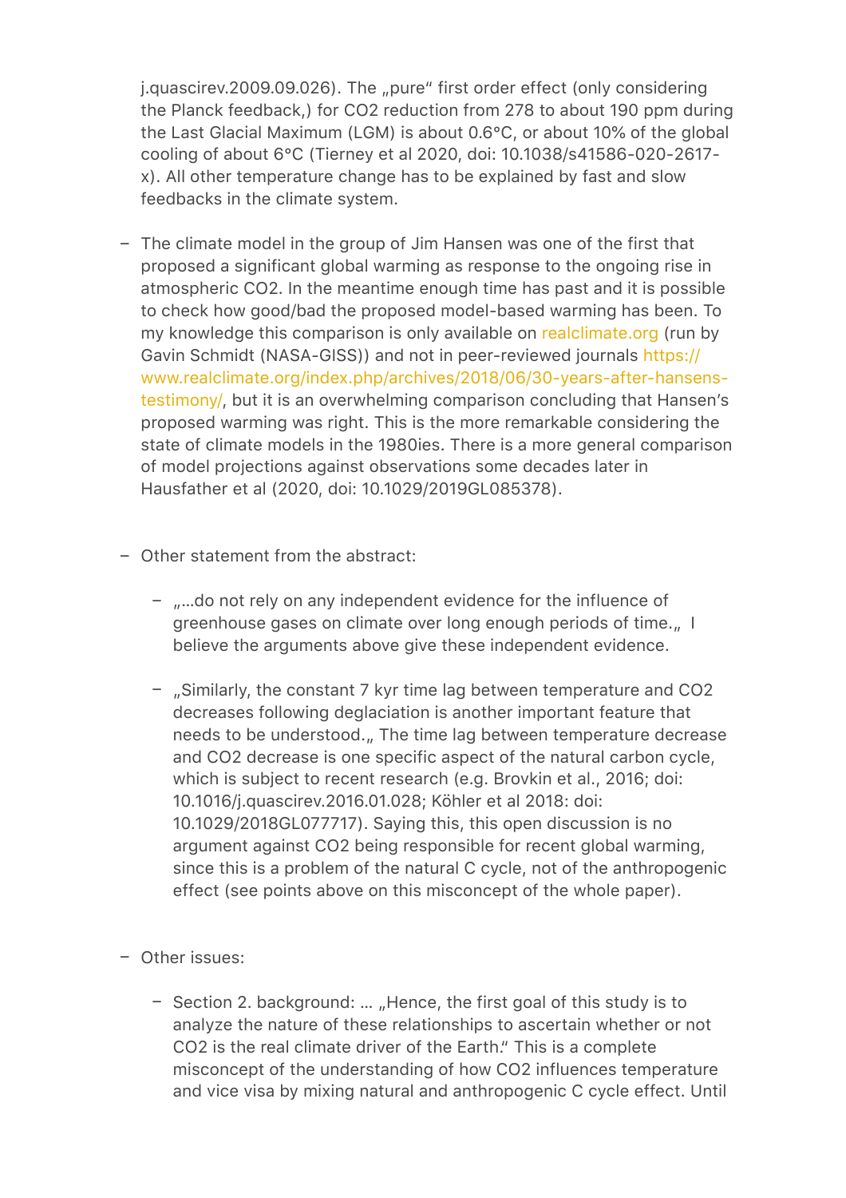j.quascirev.2009.09.026). The „pure" first order effect (only considering the Planck feedback,) for $CO_2$ reduction from 278 to about 190 ppm during the Last Glacial Maximum (LGM) is about 0.6°C, or about 10% of the global cooling of about 6°C (Tierney et al 2020, doi: 10.1038/s41586-020-2617-x). All other temperature change has to be explained by fast and slow feedbacks in the climate system.

- The climate model in the group of Jim Hansen was one of the first that proposed a significant global warming as response to the ongoing rise in atmospheric $CO_2$. In the meantime enough time has past and it is possible to check how good/bad the proposed model-based warming has been. To my knowledge this comparison is only available on realclimate.org (run by Gavin Schmidt (NASA-GISS)) and not in peer-reviewed journals https://www.realclimate.org/index.php/archives/2018/06/30-years-after-hansens-testimony/, but it is an overwhelming comparison concluding that Hansen's proposed warming was right. This is the more remarkable considering the state of climate models in the 1980ies. There is a more general comparison of model projections against observations some decades later in Hausfather et al (2020, doi: 10.1029/2019GL085378).

- Other statement from the abstract:
  - „…do not rely on any independent evidence for the influence of greenhouse gases on climate over long enough periods of time.„ I believe the arguments above give these independent evidence.
  - „Similarly, the constant 7 kyr time lag between temperature and $CO_2$ decreases following deglaciation is another important feature that needs to be understood.„ The time lag between temperature decrease and $CO_2$ decrease is one specific aspect of the natural carbon cycle, which is subject to recent research (e.g. Brovkin et al., 2016; doi: 10.1016/j.quascirev.2016.01.028; Köhler et al 2018: doi: 10.1029/2018GL077717). Saying this, this open discussion is no argument against $CO_2$ being responsible for recent global warming, since this is a problem of the natural C cycle, not of the anthropogenic effect (see points above on this misconcept of the whole paper).

- Other issues:
  - Section 2. background: … „Hence, the first goal of this study is to analyze the nature of these relationships to ascertain whether or not $CO_2$ is the real climate driver of the Earth." This is a complete misconcept of the understanding of how $CO_2$ influences temperature and vice visa by mixing natural and anthropogenic C cycle effect. Until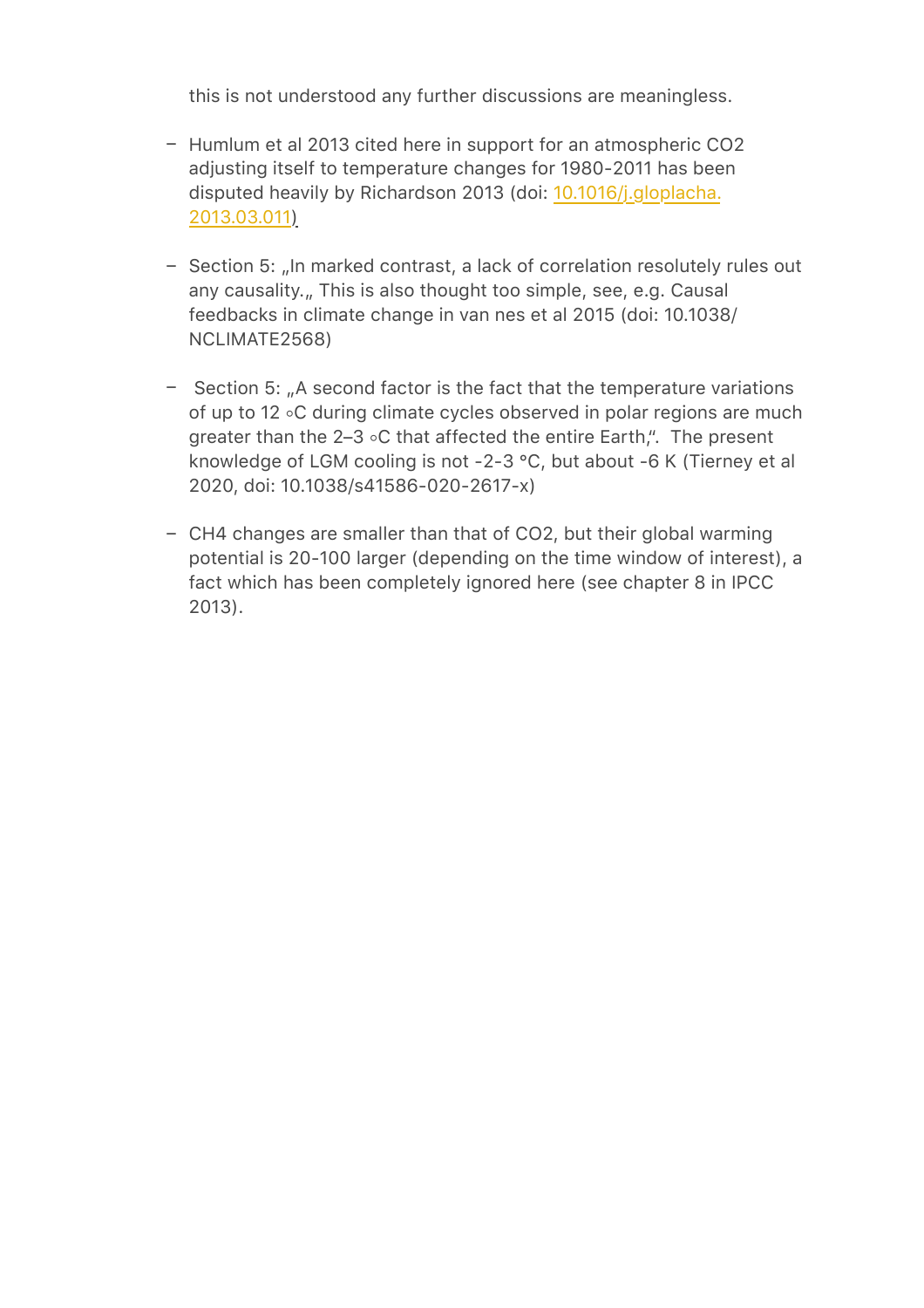this is not understood any further discussions are meaningless.

- Humlum et al 2013 cited here in support for an atmospheric $CO_2$ adjusting itself to temperature changes for 1980-2011 has been disputed heavily by Richardson 2013 (doi: 10.1016/j.gloplacha.2013.03.011)

- Section 5: „In marked contrast, a lack of correlation resolutely rules out any causality.„ This is also thought too simple, see, e.g. Causal feedbacks in climate change in van nes et al 2015 (doi: 10.1038/NCLIMATE2568)

- Section 5: „A second factor is the fact that the temperature variations of up to 12 ◦C during climate cycles observed in polar regions are much greater than the 2–3 ◦C that affected the entire Earth,". The present knowledge of LGM cooling is not -2-3 °C, but about -6 K (Tierney et al 2020, doi: 10.1038/s41586-020-2617-x)

- $CH_4$ changes are smaller than that of $CO_2$, but their global warming potential is 20-100 larger (depending on the time window of interest), a fact which has been completely ignored here (see chapter 8 in IPCC 2013).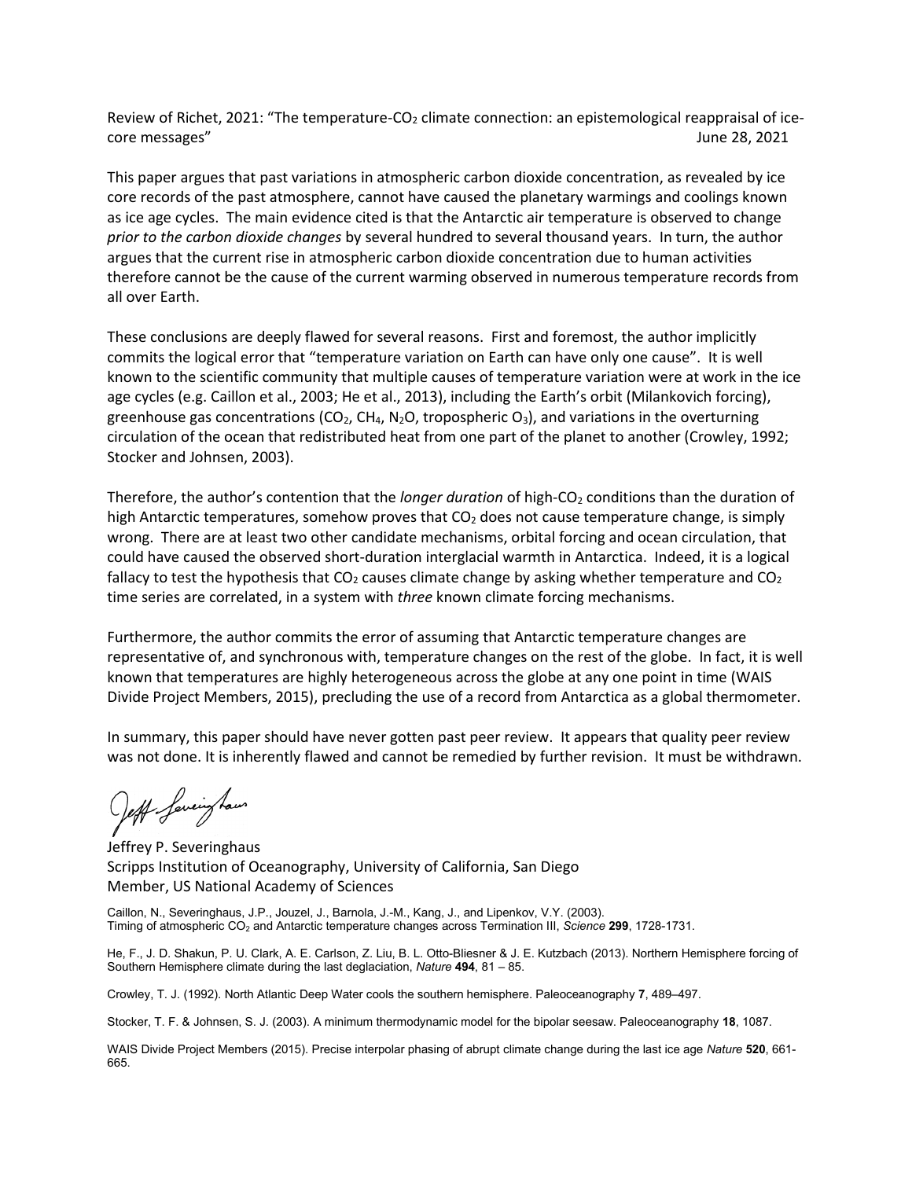Review of Richet, 2021: "The temperature-$CO_2$ climate connection: an epistemological reappraisal of ice-core messages" June 28, 2021

This paper argues that past variations in atmospheric carbon dioxide concentration, as revealed by ice core records of the past atmosphere, cannot have caused the planetary warmings and coolings known as ice age cycles. The main evidence cited is that the Antarctic air temperature is observed to change *prior to the carbon dioxide changes* by several hundred to several thousand years. In turn, the author argues that the current rise in atmospheric carbon dioxide concentration due to human activities therefore cannot be the cause of the current warming observed in numerous temperature records from all over Earth.

These conclusions are deeply flawed for several reasons. First and foremost, the author implicitly commits the logical error that "temperature variation on Earth can have only one cause". It is well known to the scientific community that multiple causes of temperature variation were at work in the ice age cycles (e.g. Caillon et al., 2003; He et al., 2013), including the Earth's orbit (Milankovich forcing), greenhouse gas concentrations ($CO_2$, $CH_4$, $N_2O$, tropospheric $O_3$), and variations in the overturning circulation of the ocean that redistributed heat from one part of the planet to another (Crowley, 1992; Stocker and Johnsen, 2003).

Therefore, the author's contention that the *longer duration* of high-$CO_2$ conditions than the duration of high Antarctic temperatures, somehow proves that $CO_2$ does not cause temperature change, is simply wrong. There are at least two other candidate mechanisms, orbital forcing and ocean circulation, that could have caused the observed short-duration interglacial warmth in Antarctica. Indeed, it is a logical fallacy to test the hypothesis that $CO_2$ causes climate change by asking whether temperature and $CO_2$ time series are correlated, in a system with *three* known climate forcing mechanisms.

Furthermore, the author commits the error of assuming that Antarctic temperature changes are representative of, and synchronous with, temperature changes on the rest of the globe. In fact, it is well known that temperatures are highly heterogeneous across the globe at any one point in time (WAIS Divide Project Members, 2015), precluding the use of a record from Antarctica as a global thermometer.

In summary, this paper should have never gotten past peer review. It appears that quality peer review was not done. It is inherently flawed and cannot be remedied by further revision. It must be withdrawn.

Jeffrey P. Severinghaus
Scripps Institution of Oceanography, University of California, San Diego
Member, US National Academy of Sciences

Caillon, N., Severinghaus, J.P., Jouzel, J., Barnola, J.-M., Kang, J., and Lipenkov, V.Y. (2003). Timing of atmospheric $CO_2$ and Antarctic temperature changes across Termination III, *Science* **299**, 1728-1731.

He, F., J. D. Shakun, P. U. Clark, A. E. Carlson, Z. Liu, B. L. Otto-Bliesner & J. E. Kutzbach (2013). Northern Hemisphere forcing of Southern Hemisphere climate during the last deglaciation, *Nature* **494**, 81 – 85.

Crowley, T. J. (1992). North Atlantic Deep Water cools the southern hemisphere. Paleoceanography **7**, 489–497.

Stocker, T. F. & Johnsen, S. J. (2003). A minimum thermodynamic model for the bipolar seesaw. Paleoceanography **18**, 1087.

WAIS Divide Project Members (2015). Precise interpolar phasing of abrupt climate change during the last ice age *Nature* **520**, 661-665.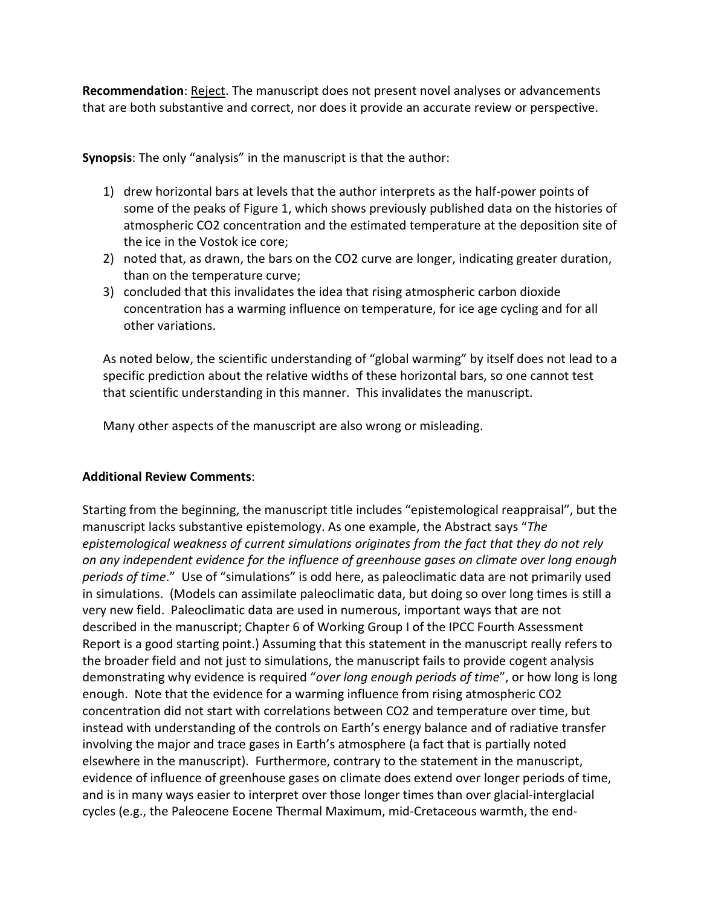**Recommendation**: Reject. The manuscript does not present novel analyses or advancements that are both substantive and correct, nor does it provide an accurate review or perspective.

**Synopsis**: The only "analysis" in the manuscript is that the author:

1) drew horizontal bars at levels that the author interprets as the half-power points of some of the peaks of Figure 1, which shows previously published data on the histories of atmospheric $CO_2$ concentration and the estimated temperature at the deposition site of the ice in the Vostok ice core;
2) noted that, as drawn, the bars on the $CO_2$ curve are longer, indicating greater duration, than on the temperature curve;
3) concluded that this invalidates the idea that rising atmospheric carbon dioxide concentration has a warming influence on temperature, for ice age cycling and for all other variations.

As noted below, the scientific understanding of "global warming" by itself does not lead to a specific prediction about the relative widths of these horizontal bars, so one cannot test that scientific understanding in this manner. This invalidates the manuscript.

Many other aspects of the manuscript are also wrong or misleading.

**Additional Review Comments**:

Starting from the beginning, the manuscript title includes "epistemological reappraisal", but the manuscript lacks substantive epistemology. As one example, the Abstract says "*The epistemological weakness of current simulations originates from the fact that they do not rely on any independent evidence for the influence of greenhouse gases on climate over long enough periods of time*." Use of "simulations" is odd here, as paleoclimatic data are not primarily used in simulations. (Models can assimilate paleoclimatic data, but doing so over long times is still a very new field. Paleoclimatic data are used in numerous, important ways that are not described in the manuscript; Chapter 6 of Working Group I of the IPCC Fourth Assessment Report is a good starting point.) Assuming that this statement in the manuscript really refers to the broader field and not just to simulations, the manuscript fails to provide cogent analysis demonstrating why evidence is required "*over long enough periods of time*", or how long is long enough. Note that the evidence for a warming influence from rising atmospheric $CO_2$ concentration did not start with correlations between $CO_2$ and temperature over time, but instead with understanding of the controls on Earth's energy balance and of radiative transfer involving the major and trace gases in Earth's atmosphere (a fact that is partially noted elsewhere in the manuscript). Furthermore, contrary to the statement in the manuscript, evidence of influence of greenhouse gases on climate does extend over longer periods of time, and is in many ways easier to interpret over those longer times than over glacial-interglacial cycles (e.g., the Paleocene Eocene Thermal Maximum, mid-Cretaceous warmth, the end-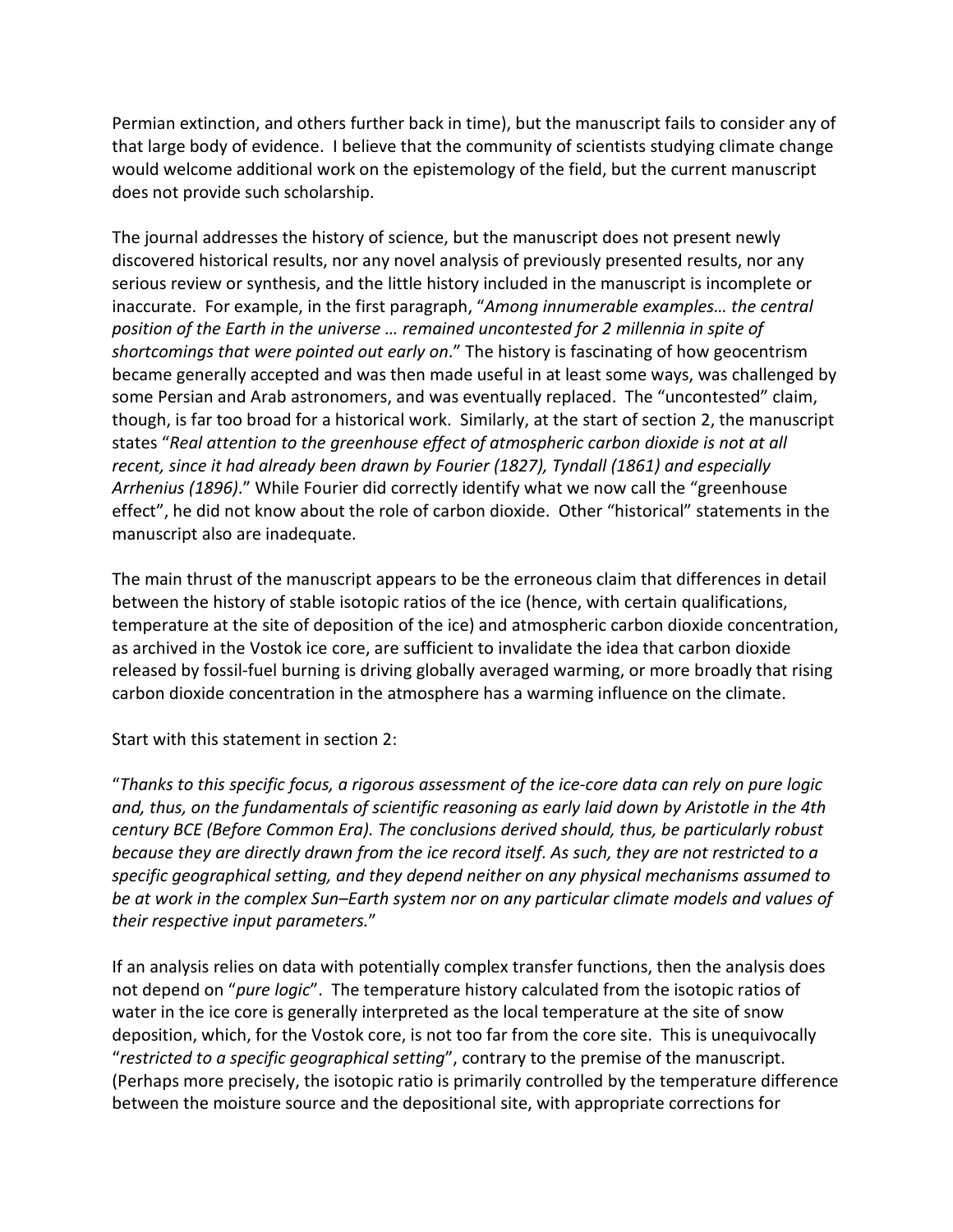Permian extinction, and others further back in time), but the manuscript fails to consider any of that large body of evidence. I believe that the community of scientists studying climate change would welcome additional work on the epistemology of the field, but the current manuscript does not provide such scholarship.

The journal addresses the history of science, but the manuscript does not present newly discovered historical results, nor any novel analysis of previously presented results, nor any serious review or synthesis, and the little history included in the manuscript is incomplete or inaccurate. For example, in the first paragraph, "*Among innumerable examples… the central position of the Earth in the universe … remained uncontested for 2 millennia in spite of shortcomings that were pointed out early on*." The history is fascinating of how geocentrism became generally accepted and was then made useful in at least some ways, was challenged by some Persian and Arab astronomers, and was eventually replaced. The "uncontested" claim, though, is far too broad for a historical work. Similarly, at the start of section 2, the manuscript states "*Real attention to the greenhouse effect of atmospheric carbon dioxide is not at all recent, since it had already been drawn by Fourier (1827), Tyndall (1861) and especially Arrhenius (1896)*." While Fourier did correctly identify what we now call the "greenhouse effect", he did not know about the role of carbon dioxide. Other "historical" statements in the manuscript also are inadequate.

The main thrust of the manuscript appears to be the erroneous claim that differences in detail between the history of stable isotopic ratios of the ice (hence, with certain qualifications, temperature at the site of deposition of the ice) and atmospheric carbon dioxide concentration, as archived in the Vostok ice core, are sufficient to invalidate the idea that carbon dioxide released by fossil-fuel burning is driving globally averaged warming, or more broadly that rising carbon dioxide concentration in the atmosphere has a warming influence on the climate.

Start with this statement in section 2:

"*Thanks to this specific focus, a rigorous assessment of the ice-core data can rely on pure logic and, thus, on the fundamentals of scientific reasoning as early laid down by Aristotle in the 4th century BCE (Before Common Era). The conclusions derived should, thus, be particularly robust because they are directly drawn from the ice record itself. As such, they are not restricted to a specific geographical setting, and they depend neither on any physical mechanisms assumed to be at work in the complex Sun–Earth system nor on any particular climate models and values of their respective input parameters.*"

If an analysis relies on data with potentially complex transfer functions, then the analysis does not depend on "*pure logic*". The temperature history calculated from the isotopic ratios of water in the ice core is generally interpreted as the local temperature at the site of snow deposition, which, for the Vostok core, is not too far from the core site. This is unequivocally "*restricted to a specific geographical setting*", contrary to the premise of the manuscript. (Perhaps more precisely, the isotopic ratio is primarily controlled by the temperature difference between the moisture source and the depositional site, with appropriate corrections for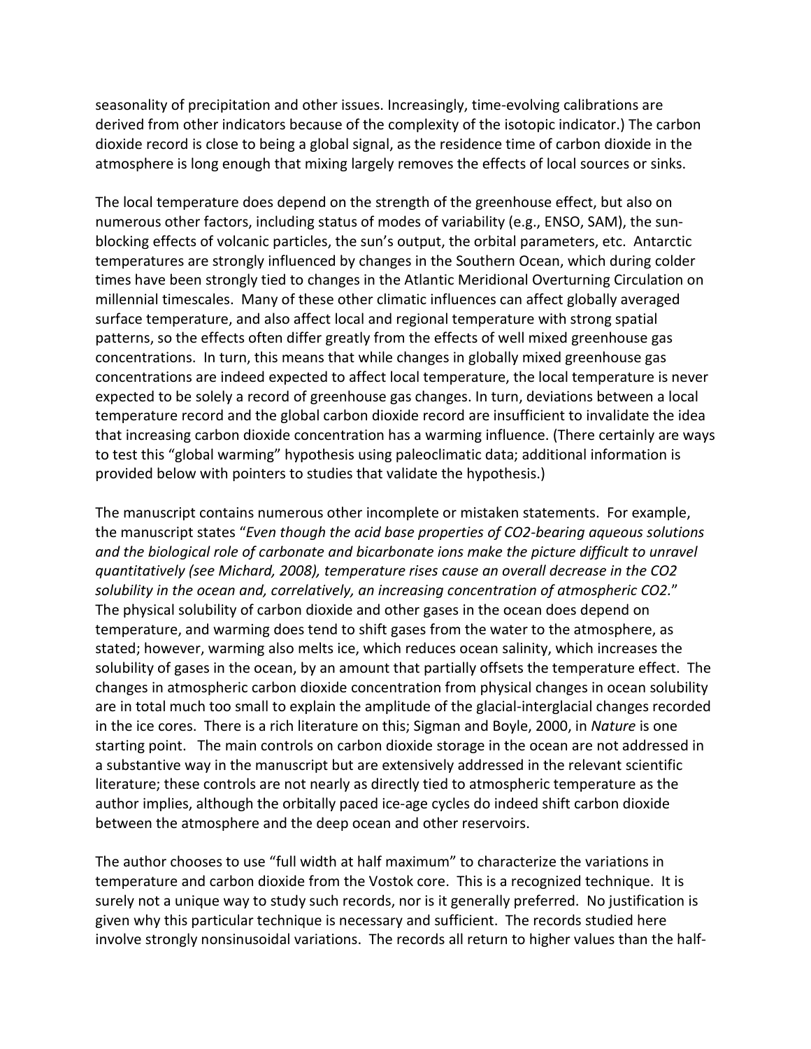seasonality of precipitation and other issues. Increasingly, time-evolving calibrations are derived from other indicators because of the complexity of the isotopic indicator.) The carbon dioxide record is close to being a global signal, as the residence time of carbon dioxide in the atmosphere is long enough that mixing largely removes the effects of local sources or sinks.

The local temperature does depend on the strength of the greenhouse effect, but also on numerous other factors, including status of modes of variability (e.g., ENSO, SAM), the sun-blocking effects of volcanic particles, the sun's output, the orbital parameters, etc. Antarctic temperatures are strongly influenced by changes in the Southern Ocean, which during colder times have been strongly tied to changes in the Atlantic Meridional Overturning Circulation on millennial timescales. Many of these other climatic influences can affect globally averaged surface temperature, and also affect local and regional temperature with strong spatial patterns, so the effects often differ greatly from the effects of well mixed greenhouse gas concentrations. In turn, this means that while changes in globally mixed greenhouse gas concentrations are indeed expected to affect local temperature, the local temperature is never expected to be solely a record of greenhouse gas changes. In turn, deviations between a local temperature record and the global carbon dioxide record are insufficient to invalidate the idea that increasing carbon dioxide concentration has a warming influence. (There certainly are ways to test this "global warming" hypothesis using paleoclimatic data; additional information is provided below with pointers to studies that validate the hypothesis.)

The manuscript contains numerous other incomplete or mistaken statements. For example, the manuscript states "*Even though the acid base properties of CO2-bearing aqueous solutions and the biological role of carbonate and bicarbonate ions make the picture difficult to unravel quantitatively (see Michard, 2008), temperature rises cause an overall decrease in the CO2 solubility in the ocean and, correlatively, an increasing concentration of atmospheric CO2.*" The physical solubility of carbon dioxide and other gases in the ocean does depend on temperature, and warming does tend to shift gases from the water to the atmosphere, as stated; however, warming also melts ice, which reduces ocean salinity, which increases the solubility of gases in the ocean, by an amount that partially offsets the temperature effect. The changes in atmospheric carbon dioxide concentration from physical changes in ocean solubility are in total much too small to explain the amplitude of the glacial-interglacial changes recorded in the ice cores. There is a rich literature on this; Sigman and Boyle, 2000, in *Nature* is one starting point. The main controls on carbon dioxide storage in the ocean are not addressed in a substantive way in the manuscript but are extensively addressed in the relevant scientific literature; these controls are not nearly as directly tied to atmospheric temperature as the author implies, although the orbitally paced ice-age cycles do indeed shift carbon dioxide between the atmosphere and the deep ocean and other reservoirs.

The author chooses to use "full width at half maximum" to characterize the variations in temperature and carbon dioxide from the Vostok core. This is a recognized technique. It is surely not a unique way to study such records, nor is it generally preferred. No justification is given why this particular technique is necessary and sufficient. The records studied here involve strongly nonsinusoidal variations. The records all return to higher values than the half-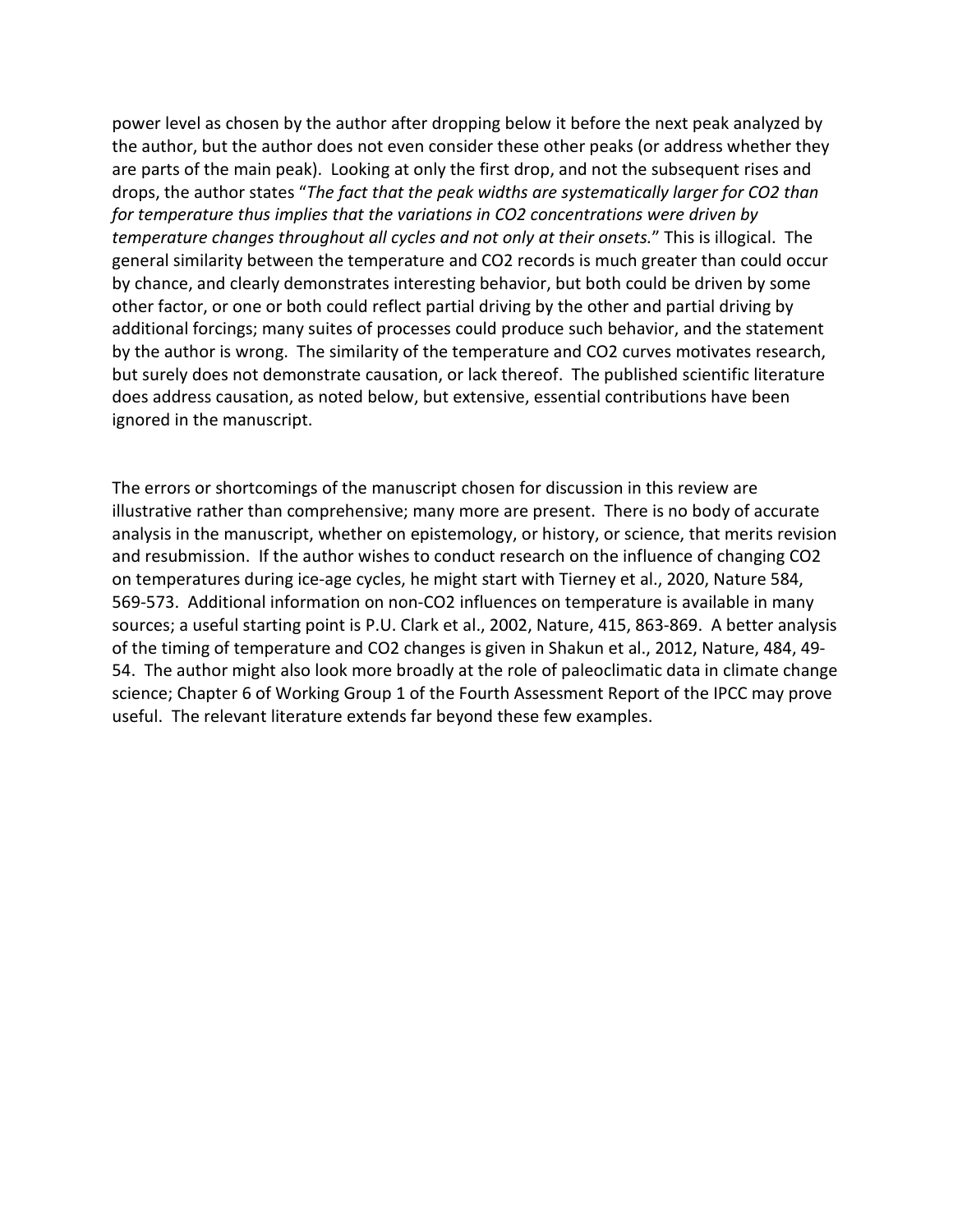power level as chosen by the author after dropping below it before the next peak analyzed by the author, but the author does not even consider these other peaks (or address whether they are parts of the main peak). Looking at only the first drop, and not the subsequent rises and drops, the author states "*The fact that the peak widths are systematically larger for $CO_2$ than for temperature thus implies that the variations in $CO_2$ concentrations were driven by temperature changes throughout all cycles and not only at their onsets.*" This is illogical. The general similarity between the temperature and $CO_2$ records is much greater than could occur by chance, and clearly demonstrates interesting behavior, but both could be driven by some other factor, or one or both could reflect partial driving by the other and partial driving by additional forcings; many suites of processes could produce such behavior, and the statement by the author is wrong. The similarity of the temperature and $CO_2$ curves motivates research, but surely does not demonstrate causation, or lack thereof. The published scientific literature does address causation, as noted below, but extensive, essential contributions have been ignored in the manuscript.

The errors or shortcomings of the manuscript chosen for discussion in this review are illustrative rather than comprehensive; many more are present. There is no body of accurate analysis in the manuscript, whether on epistemology, or history, or science, that merits revision and resubmission. If the author wishes to conduct research on the influence of changing $CO_2$ on temperatures during ice-age cycles, he might start with Tierney et al., 2020, Nature 584, 569-573. Additional information on non-$CO_2$ influences on temperature is available in many sources; a useful starting point is P.U. Clark et al., 2002, Nature, 415, 863-869. A better analysis of the timing of temperature and $CO_2$ changes is given in Shakun et al., 2012, Nature, 484, 49-54. The author might also look more broadly at the role of paleoclimatic data in climate change science; Chapter 6 of Working Group 1 of the Fourth Assessment Report of the IPCC may prove useful. The relevant literature extends far beyond these few examples.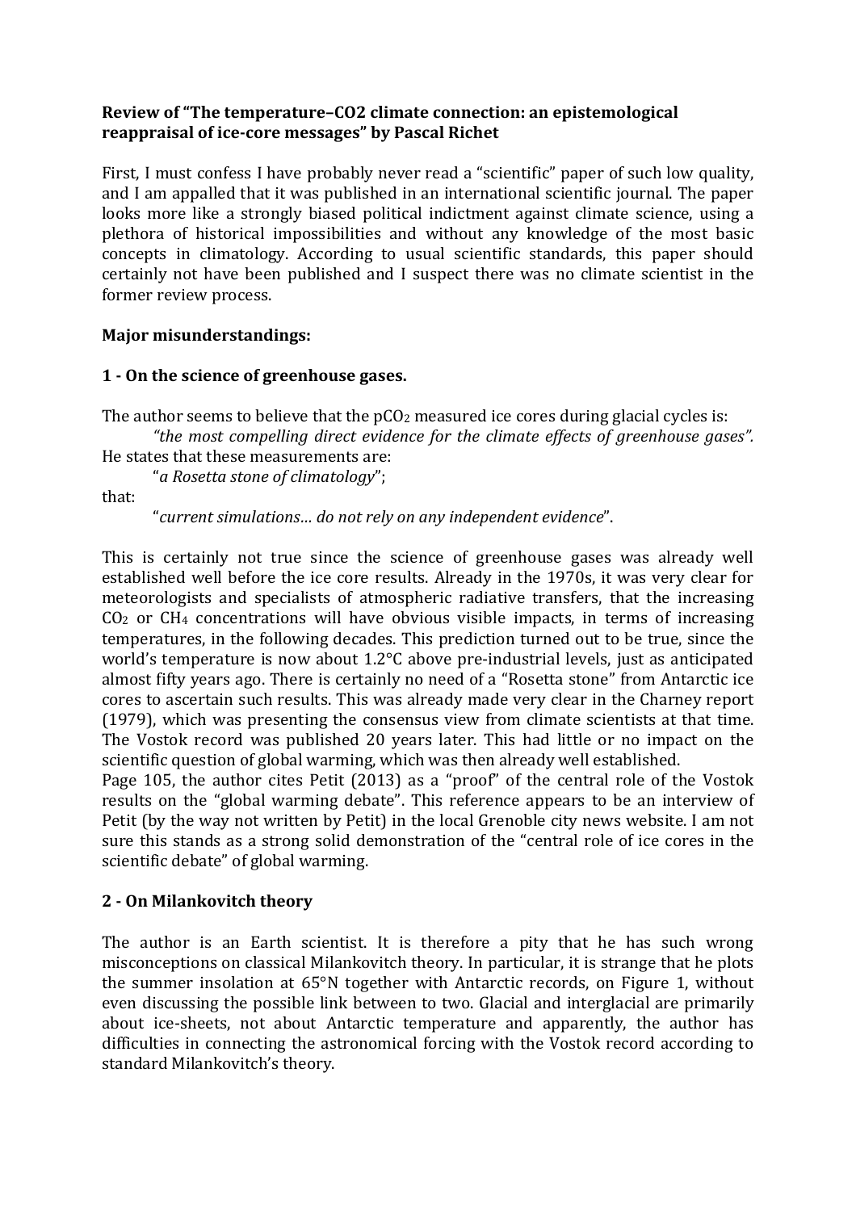**Review of "The temperature–CO2 climate connection: an epistemological reappraisal of ice-core messages" by Pascal Richet**

First, I must confess I have probably never read a "scientific" paper of such low quality, and I am appalled that it was published in an international scientific journal. The paper looks more like a strongly biased political indictment against climate science, using a plethora of historical impossibilities and without any knowledge of the most basic concepts in climatology. According to usual scientific standards, this paper should certainly not have been published and I suspect there was no climate scientist in the former review process.

**Major misunderstandings:**

**1 - On the science of greenhouse gases.**

The author seems to believe that the $pCO_2$ measured ice cores during glacial cycles is:

*"the most compelling direct evidence for the climate effects of greenhouse gases".*

He states that these measurements are:

"*a Rosetta stone of climatology*";

that:

"*current simulations… do not rely on any independent evidence*".

This is certainly not true since the science of greenhouse gases was already well established well before the ice core results. Already in the 1970s, it was very clear for meteorologists and specialists of atmospheric radiative transfers, that the increasing $CO_2$ or $CH_4$ concentrations will have obvious visible impacts, in terms of increasing temperatures, in the following decades. This prediction turned out to be true, since the world's temperature is now about 1.2°C above pre-industrial levels, just as anticipated almost fifty years ago. There is certainly no need of a "Rosetta stone" from Antarctic ice cores to ascertain such results. This was already made very clear in the Charney report (1979), which was presenting the consensus view from climate scientists at that time. The Vostok record was published 20 years later. This had little or no impact on the scientific question of global warming, which was then already well established.

Page 105, the author cites Petit (2013) as a "proof" of the central role of the Vostok results on the "global warming debate". This reference appears to be an interview of Petit (by the way not written by Petit) in the local Grenoble city news website. I am not sure this stands as a strong solid demonstration of the "central role of ice cores in the scientific debate" of global warming.

**2 - On Milankovitch theory**

The author is an Earth scientist. It is therefore a pity that he has such wrong misconceptions on classical Milankovitch theory. In particular, it is strange that he plots the summer insolation at 65°N together with Antarctic records, on Figure 1, without even discussing the possible link between to two. Glacial and interglacial are primarily about ice-sheets, not about Antarctic temperature and apparently, the author has difficulties in connecting the astronomical forcing with the Vostok record according to standard Milankovitch's theory.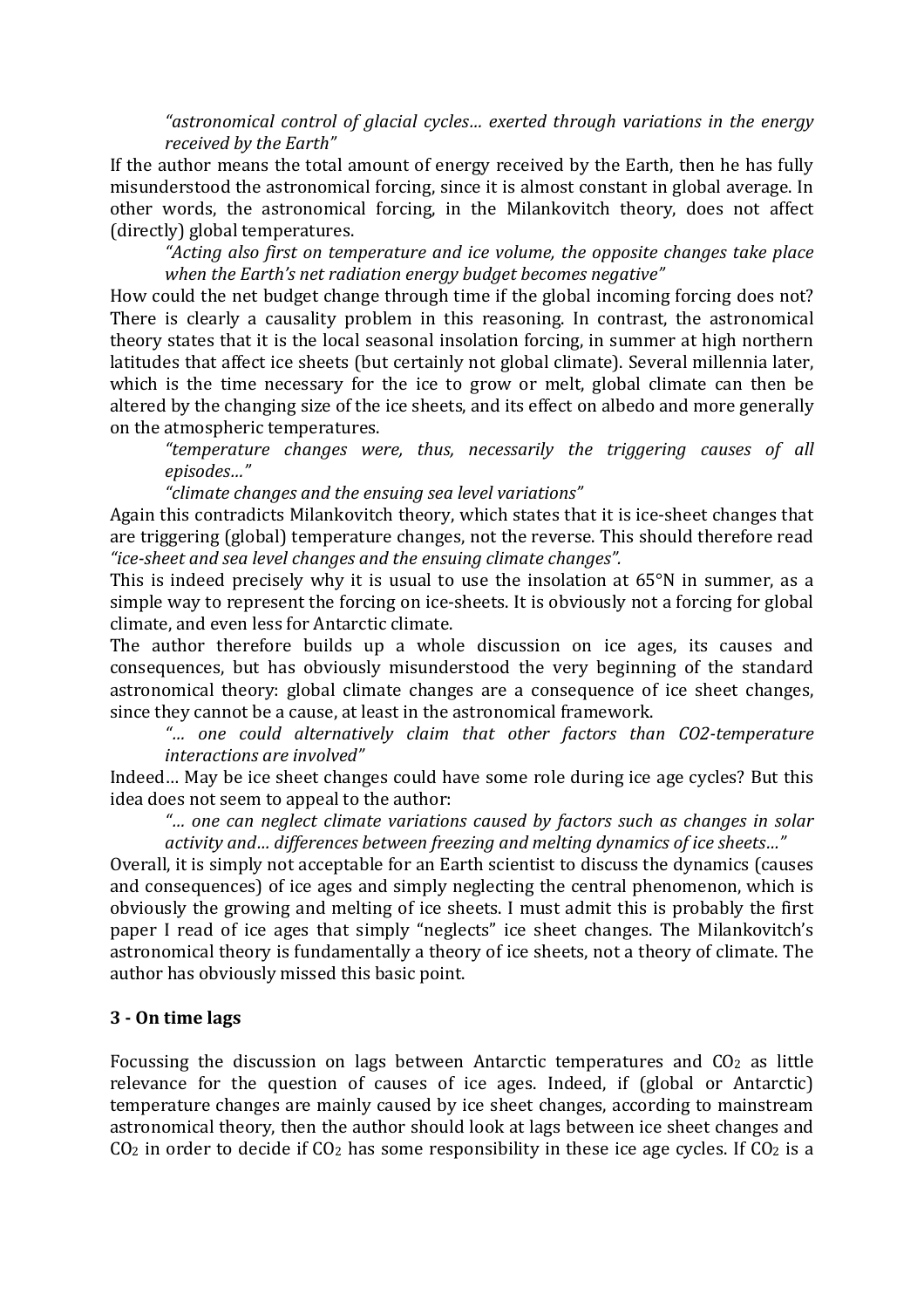> *"astronomical control of glacial cycles… exerted through variations in the energy received by the Earth"*

If the author means the total amount of energy received by the Earth, then he has fully misunderstood the astronomical forcing, since it is almost constant in global average. In other words, the astronomical forcing, in the Milankovitch theory, does not affect (directly) global temperatures.

> *"Acting also first on temperature and ice volume, the opposite changes take place when the Earth's net radiation energy budget becomes negative"*

How could the net budget change through time if the global incoming forcing does not? There is clearly a causality problem in this reasoning. In contrast, the astronomical theory states that it is the local seasonal insolation forcing, in summer at high northern latitudes that affect ice sheets (but certainly not global climate). Several millennia later, which is the time necessary for the ice to grow or melt, global climate can then be altered by the changing size of the ice sheets, and its effect on albedo and more generally on the atmospheric temperatures.

> *"temperature changes were, thus, necessarily the triggering causes of all episodes…"*
>
> *"climate changes and the ensuing sea level variations"*

Again this contradicts Milankovitch theory, which states that it is ice-sheet changes that are triggering (global) temperature changes, not the reverse. This should therefore read *"ice-sheet and sea level changes and the ensuing climate changes".*

This is indeed precisely why it is usual to use the insolation at 65°N in summer, as a simple way to represent the forcing on ice-sheets. It is obviously not a forcing for global climate, and even less for Antarctic climate.

The author therefore builds up a whole discussion on ice ages, its causes and consequences, but has obviously misunderstood the very beginning of the standard astronomical theory: global climate changes are a consequence of ice sheet changes, since they cannot be a cause, at least in the astronomical framework.

> *"… one could alternatively claim that other factors than CO2-temperature interactions are involved"*

Indeed… May be ice sheet changes could have some role during ice age cycles? But this idea does not seem to appeal to the author:

> *"… one can neglect climate variations caused by factors such as changes in solar activity and… differences between freezing and melting dynamics of ice sheets…"*

Overall, it is simply not acceptable for an Earth scientist to discuss the dynamics (causes and consequences) of ice ages and simply neglecting the central phenomenon, which is obviously the growing and melting of ice sheets. I must admit this is probably the first paper I read of ice ages that simply "neglects" ice sheet changes. The Milankovitch's astronomical theory is fundamentally a theory of ice sheets, not a theory of climate. The author has obviously missed this basic point.

## 3 - On time lags

Focussing the discussion on lags between Antarctic temperatures and $CO_2$ as little relevance for the question of causes of ice ages. Indeed, if (global or Antarctic) temperature changes are mainly caused by ice sheet changes, according to mainstream astronomical theory, then the author should look at lags between ice sheet changes and $CO_2$ in order to decide if $CO_2$ has some responsibility in these ice age cycles. If $CO_2$ is a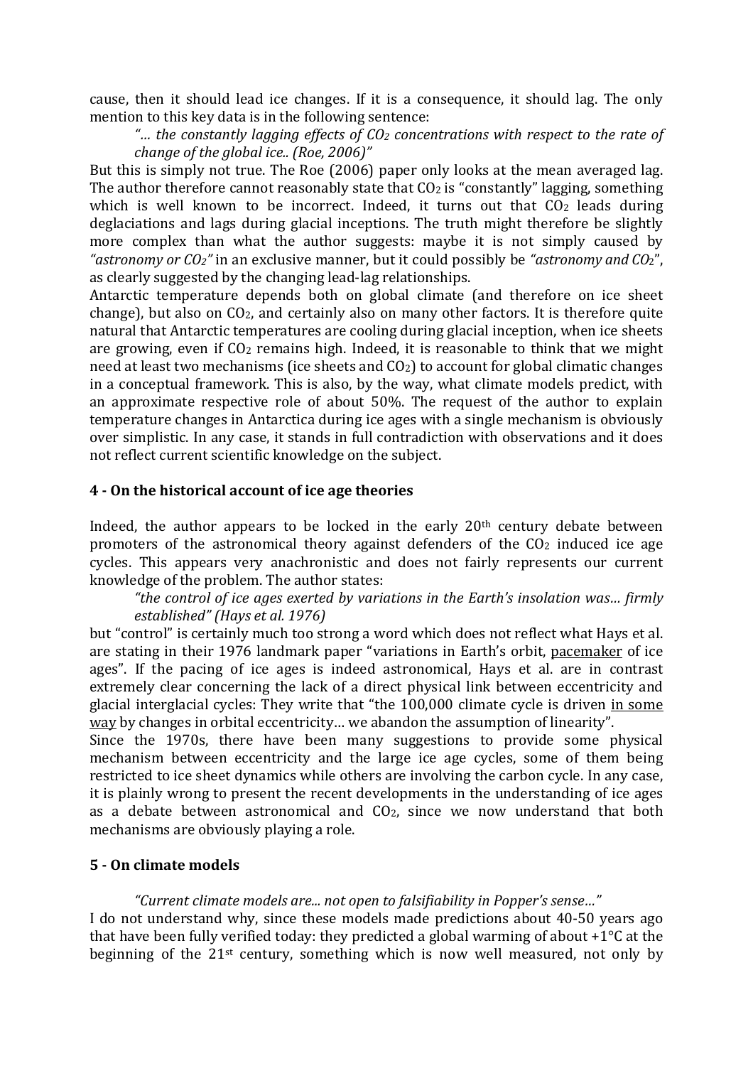cause, then it should lead ice changes. If it is a consequence, it should lag. The only mention to this key data is in the following sentence:

> *"… the constantly lagging effects of $CO_2$ concentrations with respect to the rate of change of the global ice.. (Roe, 2006)"*

But this is simply not true. The Roe (2006) paper only looks at the mean averaged lag. The author therefore cannot reasonably state that $CO_2$ is "constantly" lagging, something which is well known to be incorrect. Indeed, it turns out that $CO_2$ leads during deglaciations and lags during glacial inceptions. The truth might therefore be slightly more complex than what the author suggests: maybe it is not simply caused by *"astronomy or $CO_2$"* in an exclusive manner, but it could possibly be *"astronomy and $CO_2$"*, as clearly suggested by the changing lead-lag relationships.

Antarctic temperature depends both on global climate (and therefore on ice sheet change), but also on $CO_2$, and certainly also on many other factors. It is therefore quite natural that Antarctic temperatures are cooling during glacial inception, when ice sheets are growing, even if $CO_2$ remains high. Indeed, it is reasonable to think that we might need at least two mechanisms (ice sheets and $CO_2$) to account for global climatic changes in a conceptual framework. This is also, by the way, what climate models predict, with an approximate respective role of about 50%. The request of the author to explain temperature changes in Antarctica during ice ages with a single mechanism is obviously over simplistic. In any case, it stands in full contradiction with observations and it does not reflect current scientific knowledge on the subject.

## 4 - On the historical account of ice age theories

Indeed, the author appears to be locked in the early 20th century debate between promoters of the astronomical theory against defenders of the $CO_2$ induced ice age cycles. This appears very anachronistic and does not fairly represents our current knowledge of the problem. The author states:

> *"the control of ice ages exerted by variations in the Earth's insolation was… firmly established" (Hays et al. 1976)*

but "control" is certainly much too strong a word which does not reflect what Hays et al. are stating in their 1976 landmark paper "variations in Earth's orbit, pacemaker of ice ages". If the pacing of ice ages is indeed astronomical, Hays et al. are in contrast extremely clear concerning the lack of a direct physical link between eccentricity and glacial interglacial cycles: They write that "the 100,000 climate cycle is driven in some way by changes in orbital eccentricity… we abandon the assumption of linearity".

Since the 1970s, there have been many suggestions to provide some physical mechanism between eccentricity and the large ice age cycles, some of them being restricted to ice sheet dynamics while others are involving the carbon cycle. In any case, it is plainly wrong to present the recent developments in the understanding of ice ages as a debate between astronomical and $CO_2$, since we now understand that both mechanisms are obviously playing a role.

## 5 - On climate models

> *"Current climate models are... not open to falsifiability in Popper's sense…"*

I do not understand why, since these models made predictions about 40-50 years ago that have been fully verified today: they predicted a global warming of about +1°C at the beginning of the 21st century, something which is now well measured, not only by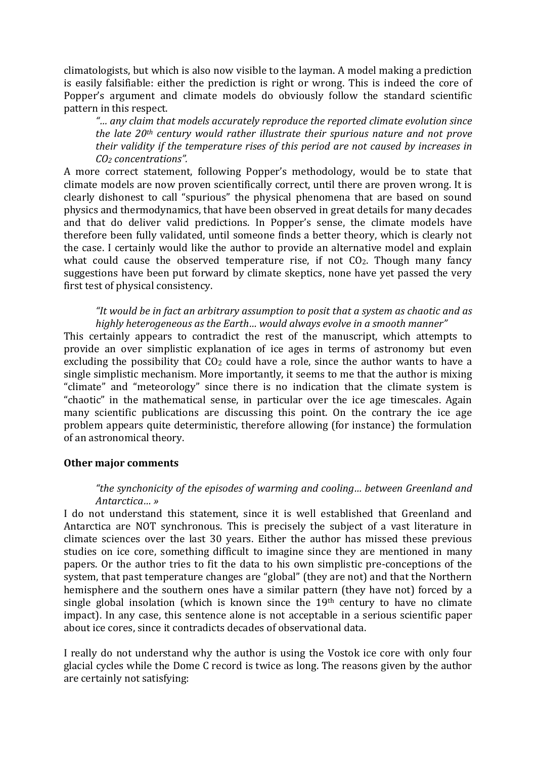climatologists, but which is also now visible to the layman. A model making a prediction is easily falsifiable: either the prediction is right or wrong. This is indeed the core of Popper's argument and climate models do obviously follow the standard scientific pattern in this respect.

> *"… any claim that models accurately reproduce the reported climate evolution since the late 20th century would rather illustrate their spurious nature and not prove their validity if the temperature rises of this period are not caused by increases in $CO_2$ concentrations".*

A more correct statement, following Popper's methodology, would be to state that climate models are now proven scientifically correct, until there are proven wrong. It is clearly dishonest to call "spurious" the physical phenomena that are based on sound physics and thermodynamics, that have been observed in great details for many decades and that do deliver valid predictions. In Popper's sense, the climate models have therefore been fully validated, until someone finds a better theory, which is clearly not the case. I certainly would like the author to provide an alternative model and explain what could cause the observed temperature rise, if not $CO_2$. Though many fancy suggestions have been put forward by climate skeptics, none have yet passed the very first test of physical consistency.

> *"It would be in fact an arbitrary assumption to posit that a system as chaotic and as highly heterogeneous as the Earth… would always evolve in a smooth manner"*

This certainly appears to contradict the rest of the manuscript, which attempts to provide an over simplistic explanation of ice ages in terms of astronomy but even excluding the possibility that $CO_2$ could have a role, since the author wants to have a single simplistic mechanism. More importantly, it seems to me that the author is mixing "climate" and "meteorology" since there is no indication that the climate system is "chaotic" in the mathematical sense, in particular over the ice age timescales. Again many scientific publications are discussing this point. On the contrary the ice age problem appears quite deterministic, therefore allowing (for instance) the formulation of an astronomical theory.

**Other major comments**

> *"the synchonicity of the episodes of warming and cooling… between Greenland and Antarctica… »*

I do not understand this statement, since it is well established that Greenland and Antarctica are NOT synchronous. This is precisely the subject of a vast literature in climate sciences over the last 30 years. Either the author has missed these previous studies on ice core, something difficult to imagine since they are mentioned in many papers. Or the author tries to fit the data to his own simplistic pre-conceptions of the system, that past temperature changes are "global" (they are not) and that the Northern hemisphere and the southern ones have a similar pattern (they have not) forced by a single global insolation (which is known since the 19th century to have no climate impact). In any case, this sentence alone is not acceptable in a serious scientific paper about ice cores, since it contradicts decades of observational data.

I really do not understand why the author is using the Vostok ice core with only four glacial cycles while the Dome C record is twice as long. The reasons given by the author are certainly not satisfying: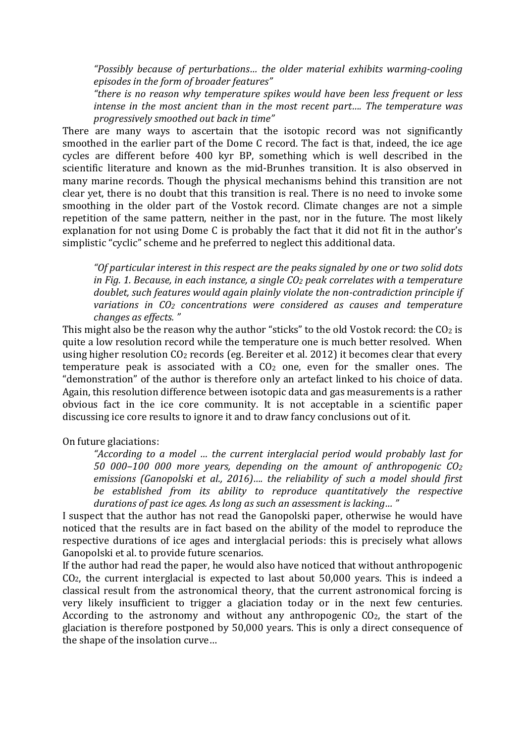> *"Possibly because of perturbations… the older material exhibits warming-cooling episodes in the form of broader features"*
>
> *"there is no reason why temperature spikes would have been less frequent or less intense in the most ancient than in the most recent part…. The temperature was progressively smoothed out back in time"*

There are many ways to ascertain that the isotopic record was not significantly smoothed in the earlier part of the Dome C record. The fact is that, indeed, the ice age cycles are different before 400 kyr BP, something which is well described in the scientific literature and known as the mid-Brunhes transition. It is also observed in many marine records. Though the physical mechanisms behind this transition are not clear yet, there is no doubt that this transition is real. There is no need to invoke some smoothing in the older part of the Vostok record. Climate changes are not a simple repetition of the same pattern, neither in the past, nor in the future. The most likely explanation for not using Dome C is probably the fact that it did not fit in the author's simplistic "cyclic" scheme and he preferred to neglect this additional data.

> *"Of particular interest in this respect are the peaks signaled by one or two solid dots in Fig. 1. Because, in each instance, a single $CO_2$ peak correlates with a temperature doublet, such features would again plainly violate the non-contradiction principle if variations in $CO_2$ concentrations were considered as causes and temperature changes as effects. "*

This might also be the reason why the author "sticks" to the old Vostok record: the $CO_2$ is quite a low resolution record while the temperature one is much better resolved. When using higher resolution $CO_2$ records (eg. Bereiter et al. 2012) it becomes clear that every temperature peak is associated with a $CO_2$ one, even for the smaller ones. The "demonstration" of the author is therefore only an artefact linked to his choice of data. Again, this resolution difference between isotopic data and gas measurements is a rather obvious fact in the ice core community. It is not acceptable in a scientific paper discussing ice core results to ignore it and to draw fancy conclusions out of it.

On future glaciations:

> *"According to a model … the current interglacial period would probably last for 50 000–100 000 more years, depending on the amount of anthropogenic $CO_2$ emissions (Ganopolski et al., 2016)…. the reliability of such a model should first be established from its ability to reproduce quantitatively the respective durations of past ice ages. As long as such an assessment is lacking… "*

I suspect that the author has not read the Ganopolski paper, otherwise he would have noticed that the results are in fact based on the ability of the model to reproduce the respective durations of ice ages and interglacial periods: this is precisely what allows Ganopolski et al. to provide future scenarios.

If the author had read the paper, he would also have noticed that without anthropogenic $CO_2$, the current interglacial is expected to last about 50,000 years. This is indeed a classical result from the astronomical theory, that the current astronomical forcing is very likely insufficient to trigger a glaciation today or in the next few centuries. According to the astronomy and without any anthropogenic $CO_2$, the start of the glaciation is therefore postponed by 50,000 years. This is only a direct consequence of the shape of the insolation curve…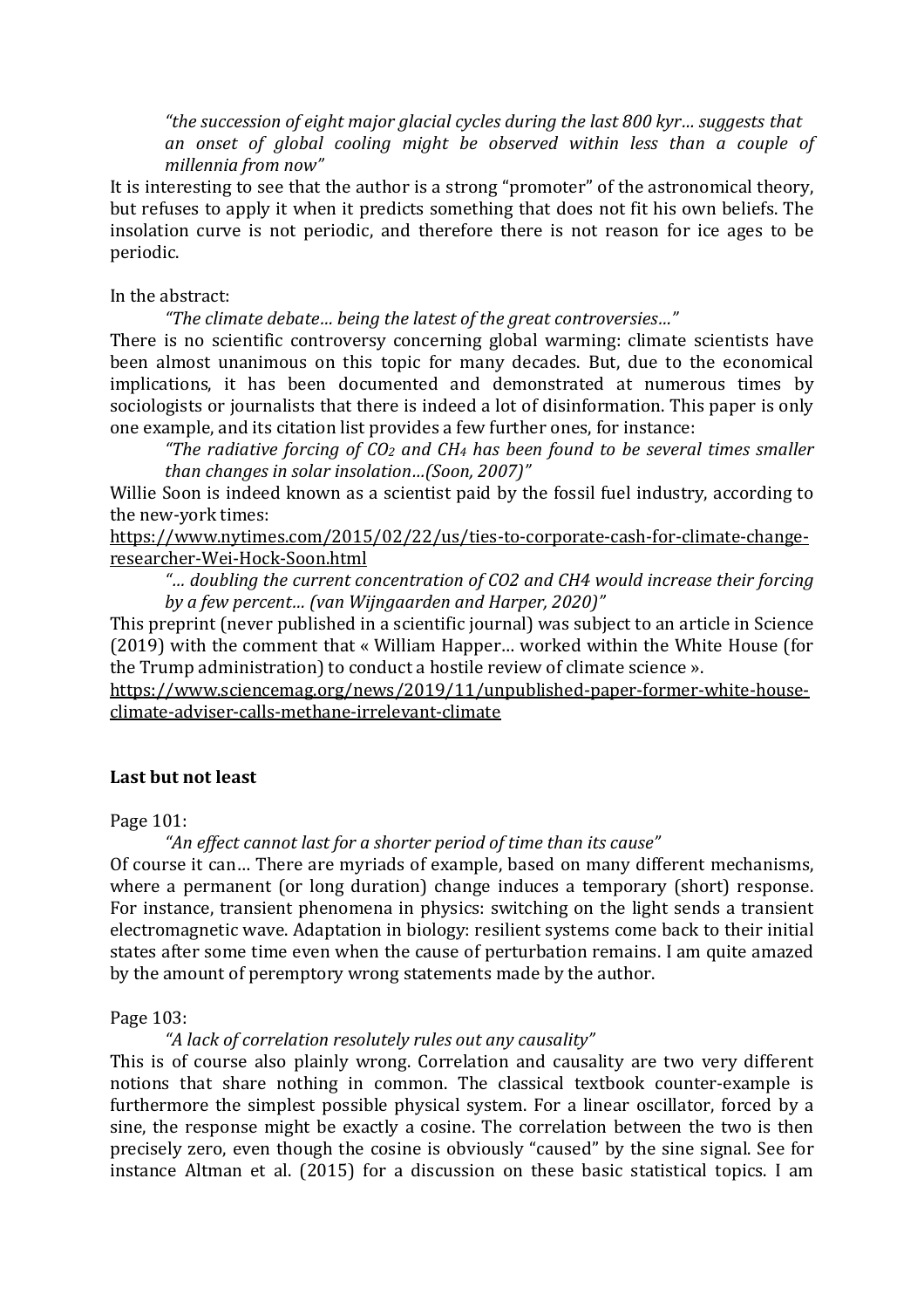*"the succession of eight major glacial cycles during the last 800 kyr… suggests that an onset of global cooling might be observed within less than a couple of millennia from now"*

It is interesting to see that the author is a strong "promoter" of the astronomical theory, but refuses to apply it when it predicts something that does not fit his own beliefs. The insolation curve is not periodic, and therefore there is not reason for ice ages to be periodic.

In the abstract:

*"The climate debate… being the latest of the great controversies…"*

There is no scientific controversy concerning global warming: climate scientists have been almost unanimous on this topic for many decades. But, due to the economical implications, it has been documented and demonstrated at numerous times by sociologists or journalists that there is indeed a lot of disinformation. This paper is only one example, and its citation list provides a few further ones, for instance:

*"The radiative forcing of $CO_2$ and $CH_4$ has been found to be several times smaller than changes in solar insolation…(Soon, 2007)"*

Willie Soon is indeed known as a scientist paid by the fossil fuel industry, according to the new-york times:
https://www.nytimes.com/2015/02/22/us/ties-to-corporate-cash-for-climate-change-researcher-Wei-Hock-Soon.html

*"… doubling the current concentration of CO2 and CH4 would increase their forcing by a few percent… (van Wijngaarden and Harper, 2020)"*

This preprint (never published in a scientific journal) was subject to an article in Science (2019) with the comment that « William Happer… worked within the White House (for the Trump administration) to conduct a hostile review of climate science ».
https://www.sciencemag.org/news/2019/11/unpublished-paper-former-white-house-climate-adviser-calls-methane-irrelevant-climate

**Last but not least**

Page 101:

*"An effect cannot last for a shorter period of time than its cause"*

Of course it can… There are myriads of example, based on many different mechanisms, where a permanent (or long duration) change induces a temporary (short) response. For instance, transient phenomena in physics: switching on the light sends a transient electromagnetic wave. Adaptation in biology: resilient systems come back to their initial states after some time even when the cause of perturbation remains. I am quite amazed by the amount of peremptory wrong statements made by the author.

Page 103:

*"A lack of correlation resolutely rules out any causality"*

This is of course also plainly wrong. Correlation and causality are two very different notions that share nothing in common. The classical textbook counter-example is furthermore the simplest possible physical system. For a linear oscillator, forced by a sine, the response might be exactly a cosine. The correlation between the two is then precisely zero, even though the cosine is obviously "caused" by the sine signal. See for instance Altman et al. (2015) for a discussion on these basic statistical topics. I am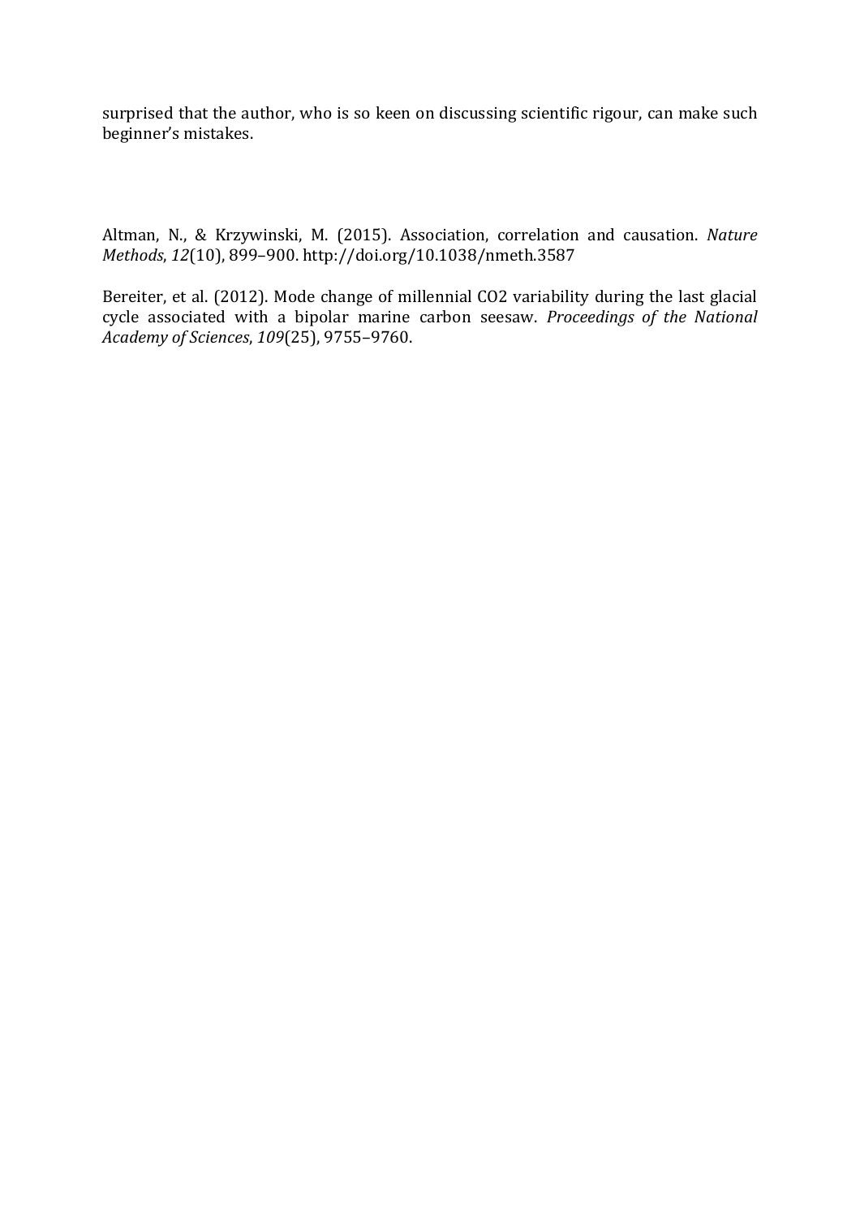surprised that the author, who is so keen on discussing scientific rigour, can make such beginner's mistakes.

Altman, N., & Krzywinski, M. (2015). Association, correlation and causation. *Nature Methods*, *12*(10), 899–900. http://doi.org/10.1038/nmeth.3587

Bereiter, et al. (2012). Mode change of millennial CO2 variability during the last glacial cycle associated with a bipolar marine carbon seesaw. *Proceedings of the National Academy of Sciences*, *109*(25), 9755–9760.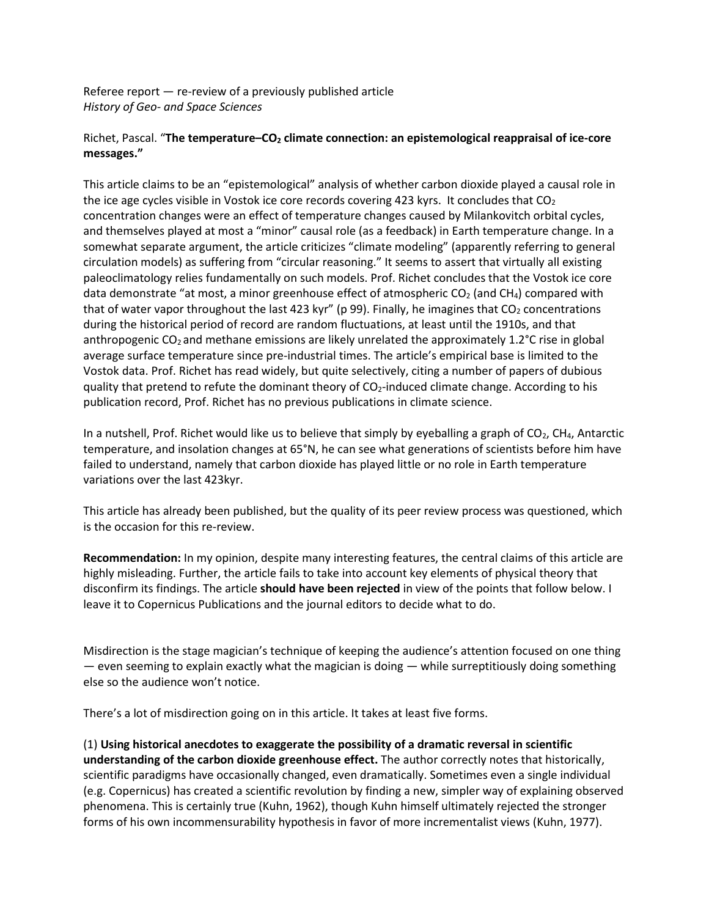Referee report — re-review of a previously published article
*History of Geo- and Space Sciences*

Richet, Pascal. "**The temperature–$CO_2$ climate connection: an epistemological reappraisal of ice-core messages.**"

This article claims to be an "epistemological" analysis of whether carbon dioxide played a causal role in the ice age cycles visible in Vostok ice core records covering 423 kyrs. It concludes that $CO_2$ concentration changes were an effect of temperature changes caused by Milankovitch orbital cycles, and themselves played at most a "minor" causal role (as a feedback) in Earth temperature change. In a somewhat separate argument, the article criticizes "climate modeling" (apparently referring to general circulation models) as suffering from "circular reasoning." It seems to assert that virtually all existing paleoclimatology relies fundamentally on such models. Prof. Richet concludes that the Vostok ice core data demonstrate "at most, a minor greenhouse effect of atmospheric $CO_2$ (and $CH_4$) compared with that of water vapor throughout the last 423 kyr" (p 99). Finally, he imagines that $CO_2$ concentrations during the historical period of record are random fluctuations, at least until the 1910s, and that anthropogenic $CO_2$ and methane emissions are likely unrelated the approximately 1.2°C rise in global average surface temperature since pre-industrial times. The article's empirical base is limited to the Vostok data. Prof. Richet has read widely, but quite selectively, citing a number of papers of dubious quality that pretend to refute the dominant theory of $CO_2$-induced climate change. According to his publication record, Prof. Richet has no previous publications in climate science.

In a nutshell, Prof. Richet would like us to believe that simply by eyeballing a graph of $CO_2$, $CH_4$, Antarctic temperature, and insolation changes at 65°N, he can see what generations of scientists before him have failed to understand, namely that carbon dioxide has played little or no role in Earth temperature variations over the last 423kyr.

This article has already been published, but the quality of its peer review process was questioned, which is the occasion for this re-review.

**Recommendation:** In my opinion, despite many interesting features, the central claims of this article are highly misleading. Further, the article fails to take into account key elements of physical theory that disconfirm its findings. The article **should have been rejected** in view of the points that follow below. I leave it to Copernicus Publications and the journal editors to decide what to do.

Misdirection is the stage magician's technique of keeping the audience's attention focused on one thing — even seeming to explain exactly what the magician is doing — while surreptitiously doing something else so the audience won't notice.

There's a lot of misdirection going on in this article. It takes at least five forms.

(1) **Using historical anecdotes to exaggerate the possibility of a dramatic reversal in scientific understanding of the carbon dioxide greenhouse effect.** The author correctly notes that historically, scientific paradigms have occasionally changed, even dramatically. Sometimes even a single individual (e.g. Copernicus) has created a scientific revolution by finding a new, simpler way of explaining observed phenomena. This is certainly true (Kuhn, 1962), though Kuhn himself ultimately rejected the stronger forms of his own incommensurability hypothesis in favor of more incrementalist views (Kuhn, 1977).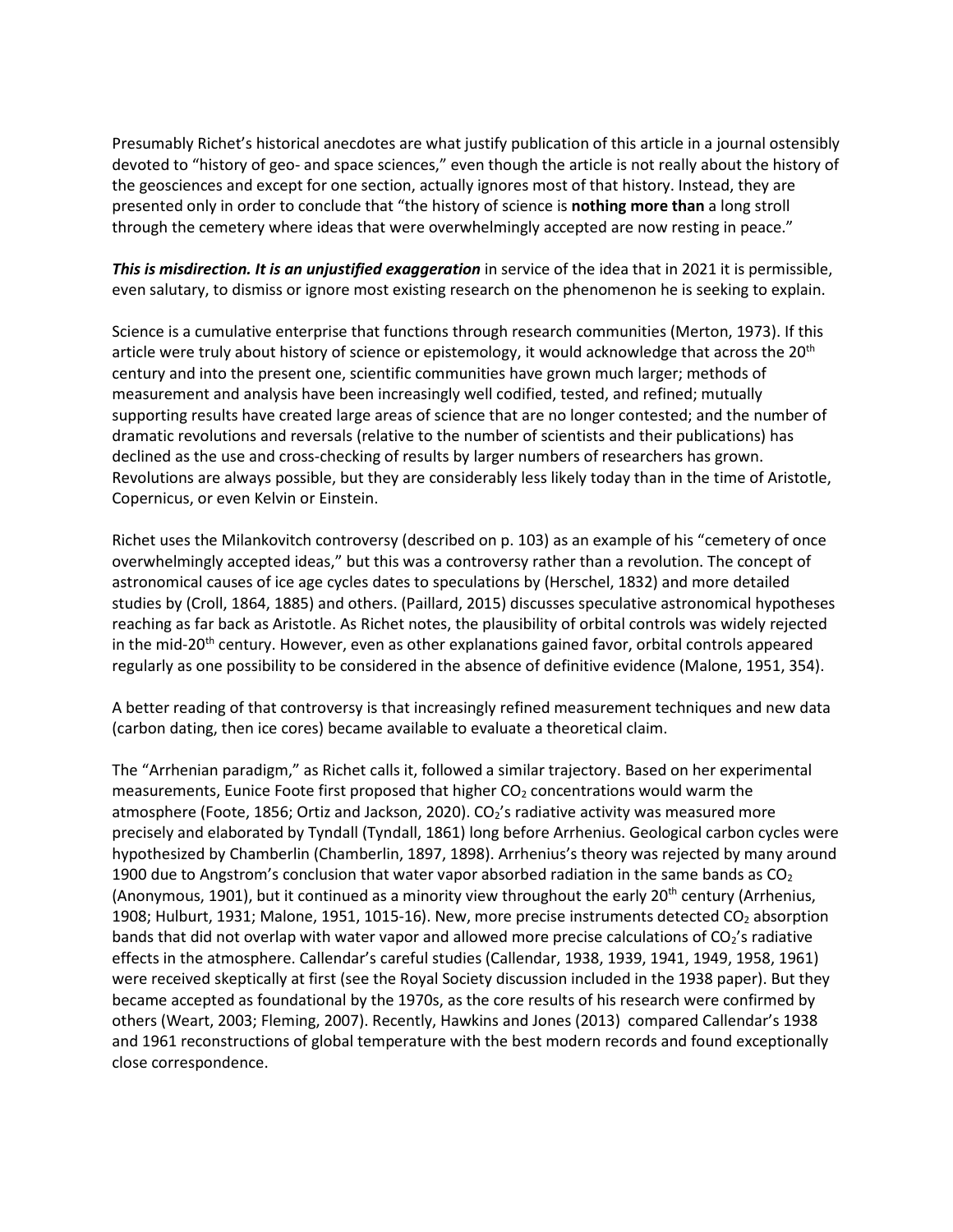Presumably Richet's historical anecdotes are what justify publication of this article in a journal ostensibly devoted to "history of geo- and space sciences," even though the article is not really about the history of the geosciences and except for one section, actually ignores most of that history. Instead, they are presented only in order to conclude that "the history of science is **nothing more than** a long stroll through the cemetery where ideas that were overwhelmingly accepted are now resting in peace."

***This is misdirection. It is an unjustified exaggeration*** in service of the idea that in 2021 it is permissible, even salutary, to dismiss or ignore most existing research on the phenomenon he is seeking to explain.

Science is a cumulative enterprise that functions through research communities (Merton, 1973). If this article were truly about history of science or epistemology, it would acknowledge that across the 20th century and into the present one, scientific communities have grown much larger; methods of measurement and analysis have been increasingly well codified, tested, and refined; mutually supporting results have created large areas of science that are no longer contested; and the number of dramatic revolutions and reversals (relative to the number of scientists and their publications) has declined as the use and cross-checking of results by larger numbers of researchers has grown. Revolutions are always possible, but they are considerably less likely today than in the time of Aristotle, Copernicus, or even Kelvin or Einstein.

Richet uses the Milankovitch controversy (described on p. 103) as an example of his "cemetery of once overwhelmingly accepted ideas," but this was a controversy rather than a revolution. The concept of astronomical causes of ice age cycles dates to speculations by (Herschel, 1832) and more detailed studies by (Croll, 1864, 1885) and others. (Paillard, 2015) discusses speculative astronomical hypotheses reaching as far back as Aristotle. As Richet notes, the plausibility of orbital controls was widely rejected in the mid-20th century. However, even as other explanations gained favor, orbital controls appeared regularly as one possibility to be considered in the absence of definitive evidence (Malone, 1951, 354).

A better reading of that controversy is that increasingly refined measurement techniques and new data (carbon dating, then ice cores) became available to evaluate a theoretical claim.

The "Arrhenian paradigm," as Richet calls it, followed a similar trajectory. Based on her experimental measurements, Eunice Foote first proposed that higher $CO_2$ concentrations would warm the atmosphere (Foote, 1856; Ortiz and Jackson, 2020). $CO_2$'s radiative activity was measured more precisely and elaborated by Tyndall (Tyndall, 1861) long before Arrhenius. Geological carbon cycles were hypothesized by Chamberlin (Chamberlin, 1897, 1898). Arrhenius's theory was rejected by many around 1900 due to Angstrom's conclusion that water vapor absorbed radiation in the same bands as $CO_2$ (Anonymous, 1901), but it continued as a minority view throughout the early 20th century (Arrhenius, 1908; Hulburt, 1931; Malone, 1951, 1015-16). New, more precise instruments detected $CO_2$ absorption bands that did not overlap with water vapor and allowed more precise calculations of $CO_2$'s radiative effects in the atmosphere. Callendar's careful studies (Callendar, 1938, 1939, 1941, 1949, 1958, 1961) were received skeptically at first (see the Royal Society discussion included in the 1938 paper). But they became accepted as foundational by the 1970s, as the core results of his research were confirmed by others (Weart, 2003; Fleming, 2007). Recently, Hawkins and Jones (2013) compared Callendar's 1938 and 1961 reconstructions of global temperature with the best modern records and found exceptionally close correspondence.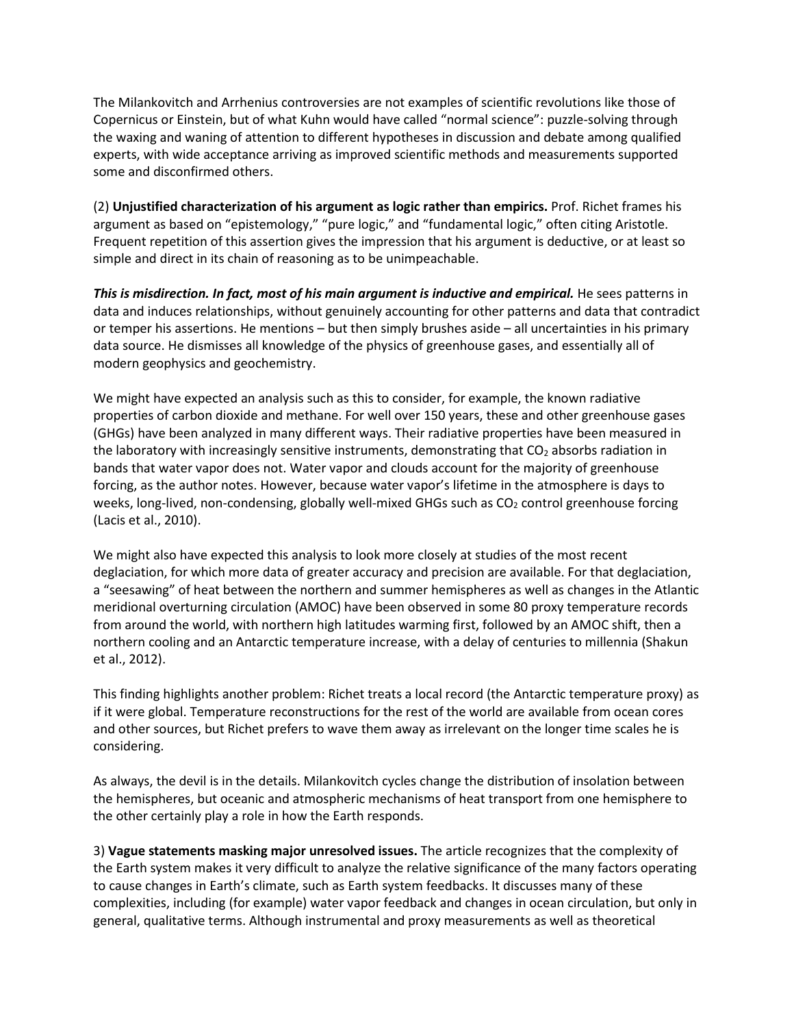The Milankovitch and Arrhenius controversies are not examples of scientific revolutions like those of Copernicus or Einstein, but of what Kuhn would have called "normal science": puzzle-solving through the waxing and waning of attention to different hypotheses in discussion and debate among qualified experts, with wide acceptance arriving as improved scientific methods and measurements supported some and disconfirmed others.

(2) **Unjustified characterization of his argument as logic rather than empirics.** Prof. Richet frames his argument as based on "epistemology," "pure logic," and "fundamental logic," often citing Aristotle. Frequent repetition of this assertion gives the impression that his argument is deductive, or at least so simple and direct in its chain of reasoning as to be unimpeachable.

***This is misdirection. In fact, most of his main argument is inductive and empirical.*** He sees patterns in data and induces relationships, without genuinely accounting for other patterns and data that contradict or temper his assertions. He mentions – but then simply brushes aside – all uncertainties in his primary data source. He dismisses all knowledge of the physics of greenhouse gases, and essentially all of modern geophysics and geochemistry.

We might have expected an analysis such as this to consider, for example, the known radiative properties of carbon dioxide and methane. For well over 150 years, these and other greenhouse gases (GHGs) have been analyzed in many different ways. Their radiative properties have been measured in the laboratory with increasingly sensitive instruments, demonstrating that $CO_2$ absorbs radiation in bands that water vapor does not. Water vapor and clouds account for the majority of greenhouse forcing, as the author notes. However, because water vapor's lifetime in the atmosphere is days to weeks, long-lived, non-condensing, globally well-mixed GHGs such as $CO_2$ control greenhouse forcing (Lacis et al., 2010).

We might also have expected this analysis to look more closely at studies of the most recent deglaciation, for which more data of greater accuracy and precision are available. For that deglaciation, a "seesawing" of heat between the northern and summer hemispheres as well as changes in the Atlantic meridional overturning circulation (AMOC) have been observed in some 80 proxy temperature records from around the world, with northern high latitudes warming first, followed by an AMOC shift, then a northern cooling and an Antarctic temperature increase, with a delay of centuries to millennia (Shakun et al., 2012).

This finding highlights another problem: Richet treats a local record (the Antarctic temperature proxy) as if it were global. Temperature reconstructions for the rest of the world are available from ocean cores and other sources, but Richet prefers to wave them away as irrelevant on the longer time scales he is considering.

As always, the devil is in the details. Milankovitch cycles change the distribution of insolation between the hemispheres, but oceanic and atmospheric mechanisms of heat transport from one hemisphere to the other certainly play a role in how the Earth responds.

3) **Vague statements masking major unresolved issues.** The article recognizes that the complexity of the Earth system makes it very difficult to analyze the relative significance of the many factors operating to cause changes in Earth's climate, such as Earth system feedbacks. It discusses many of these complexities, including (for example) water vapor feedback and changes in ocean circulation, but only in general, qualitative terms. Although instrumental and proxy measurements as well as theoretical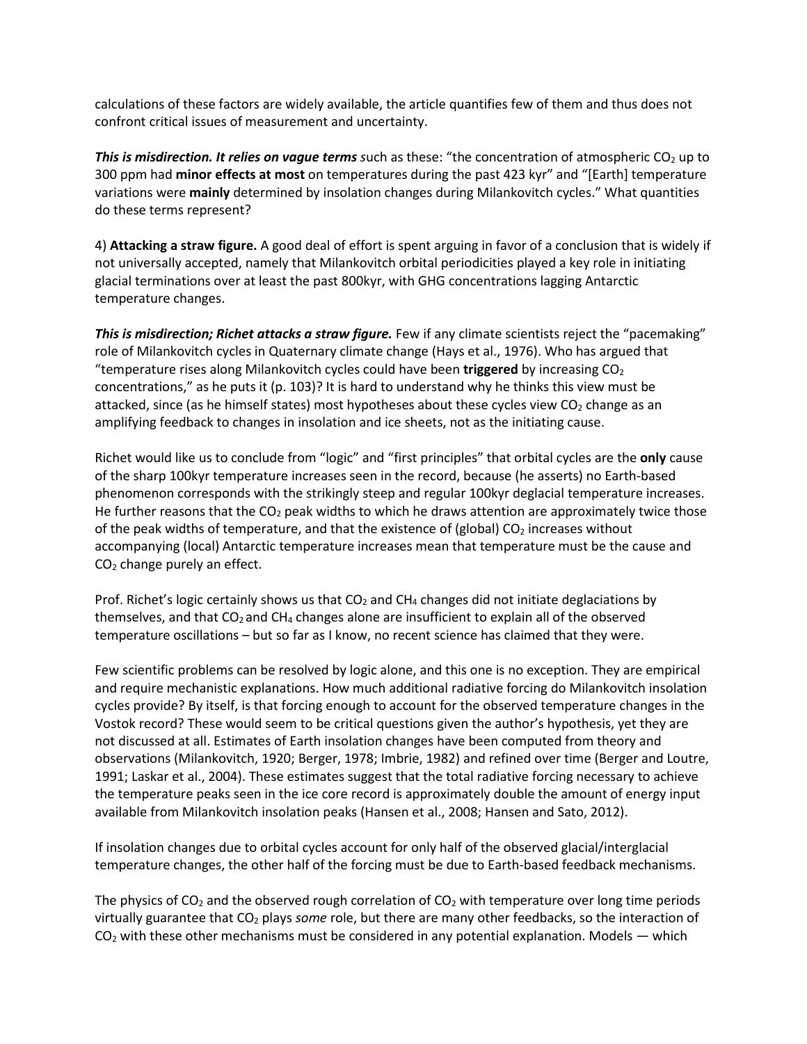calculations of these factors are widely available, the article quantifies few of them and thus does not confront critical issues of measurement and uncertainty.

***This is misdirection. It relies on vague terms** s*uch as these: “the concentration of atmospheric $CO_2$ up to 300 ppm had **minor effects at most** on temperatures during the past 423 kyr” and “[Earth] temperature variations were **mainly** determined by insolation changes during Milankovitch cycles.” What quantities do these terms represent?

4) **Attacking a straw figure.** A good deal of effort is spent arguing in favor of a conclusion that is widely if not universally accepted, namely that Milankovitch orbital periodicities played a key role in initiating glacial terminations over at least the past 800kyr, with GHG concentrations lagging Antarctic temperature changes.

***This is misdirection; Richet attacks a straw figure.*** Few if any climate scientists reject the “pacemaking” role of Milankovitch cycles in Quaternary climate change (Hays et al., 1976). Who has argued that “temperature rises along Milankovitch cycles could have been **triggered** by increasing $CO_2$ concentrations,” as he puts it (p. 103)? It is hard to understand why he thinks this view must be attacked, since (as he himself states) most hypotheses about these cycles view $CO_2$ change as an amplifying feedback to changes in insolation and ice sheets, not as the initiating cause.

Richet would like us to conclude from “logic” and “first principles” that orbital cycles are the **only** cause of the sharp 100kyr temperature increases seen in the record, because (he asserts) no Earth-based phenomenon corresponds with the strikingly steep and regular 100kyr deglacial temperature increases. He further reasons that the $CO_2$ peak widths to which he draws attention are approximately twice those of the peak widths of temperature, and that the existence of (global) $CO_2$ increases without accompanying (local) Antarctic temperature increases mean that temperature must be the cause and $CO_2$ change purely an effect.

Prof. Richet’s logic certainly shows us that $CO_2$ and $CH_4$ changes did not initiate deglaciations by themselves, and that $CO_2$ and $CH_4$ changes alone are insufficient to explain all of the observed temperature oscillations – but so far as I know, no recent science has claimed that they were.

Few scientific problems can be resolved by logic alone, and this one is no exception. They are empirical and require mechanistic explanations. How much additional radiative forcing do Milankovitch insolation cycles provide? By itself, is that forcing enough to account for the observed temperature changes in the Vostok record? These would seem to be critical questions given the author’s hypothesis, yet they are not discussed at all. Estimates of Earth insolation changes have been computed from theory and observations (Milankovitch, 1920; Berger, 1978; Imbrie, 1982) and refined over time (Berger and Loutre, 1991; Laskar et al., 2004). These estimates suggest that the total radiative forcing necessary to achieve the temperature peaks seen in the ice core record is approximately double the amount of energy input available from Milankovitch insolation peaks (Hansen et al., 2008; Hansen and Sato, 2012).

If insolation changes due to orbital cycles account for only half of the observed glacial/interglacial temperature changes, the other half of the forcing must be due to Earth-based feedback mechanisms.

The physics of $CO_2$ and the observed rough correlation of $CO_2$ with temperature over long time periods virtually guarantee that $CO_2$ plays *some* role, but there are many other feedbacks, so the interaction of $CO_2$ with these other mechanisms must be considered in any potential explanation. Models — which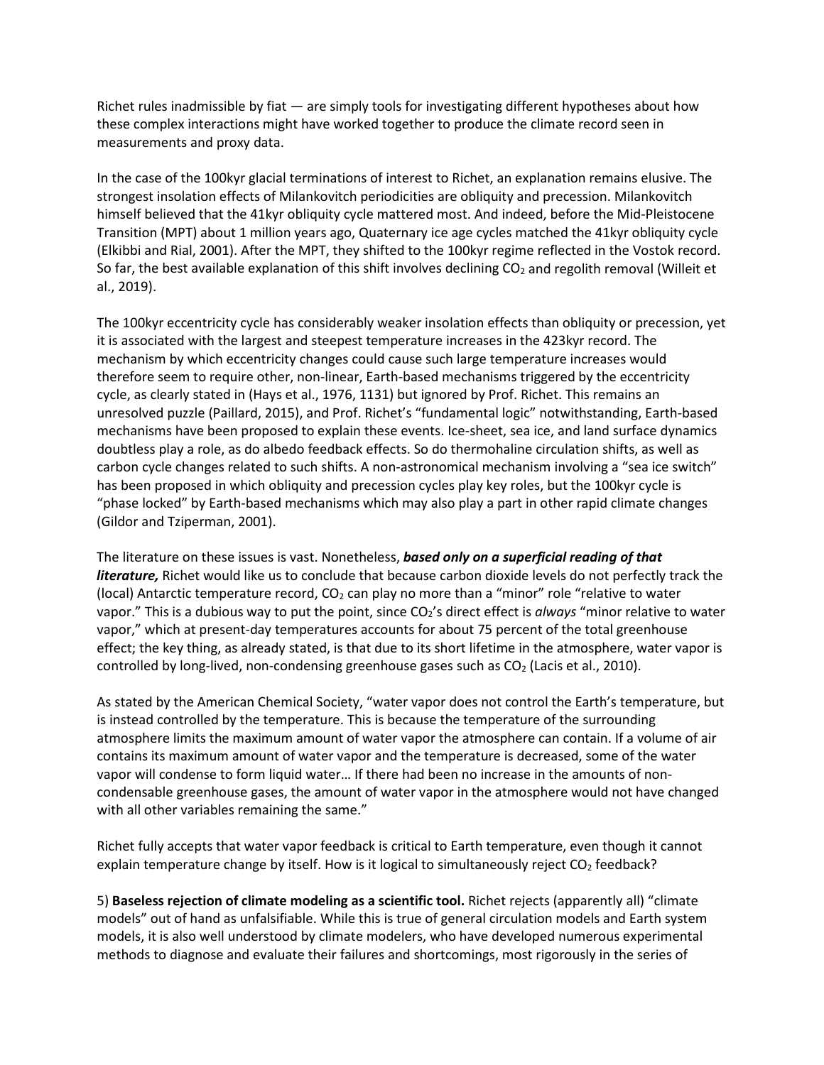Richet rules inadmissible by fiat — are simply tools for investigating different hypotheses about how these complex interactions might have worked together to produce the climate record seen in measurements and proxy data.

In the case of the 100kyr glacial terminations of interest to Richet, an explanation remains elusive. The strongest insolation effects of Milankovitch periodicities are obliquity and precession. Milankovitch himself believed that the 41kyr obliquity cycle mattered most. And indeed, before the Mid-Pleistocene Transition (MPT) about 1 million years ago, Quaternary ice age cycles matched the 41kyr obliquity cycle (Elkibbi and Rial, 2001). After the MPT, they shifted to the 100kyr regime reflected in the Vostok record. So far, the best available explanation of this shift involves declining $CO_2$ and regolith removal (Willeit et al., 2019).

The 100kyr eccentricity cycle has considerably weaker insolation effects than obliquity or precession, yet it is associated with the largest and steepest temperature increases in the 423kyr record. The mechanism by which eccentricity changes could cause such large temperature increases would therefore seem to require other, non-linear, Earth-based mechanisms triggered by the eccentricity cycle, as clearly stated in (Hays et al., 1976, 1131) but ignored by Prof. Richet. This remains an unresolved puzzle (Paillard, 2015), and Prof. Richet's "fundamental logic" notwithstanding, Earth-based mechanisms have been proposed to explain these events. Ice-sheet, sea ice, and land surface dynamics doubtless play a role, as do albedo feedback effects. So do thermohaline circulation shifts, as well as carbon cycle changes related to such shifts. A non-astronomical mechanism involving a "sea ice switch" has been proposed in which obliquity and precession cycles play key roles, but the 100kyr cycle is "phase locked" by Earth-based mechanisms which may also play a part in other rapid climate changes (Gildor and Tziperman, 2001).

The literature on these issues is vast. Nonetheless, ***based only on a superficial reading of that literature,*** Richet would like us to conclude that because carbon dioxide levels do not perfectly track the (local) Antarctic temperature record, $CO_2$ can play no more than a "minor" role "relative to water vapor." This is a dubious way to put the point, since $CO_2$'s direct effect is *always* "minor relative to water vapor," which at present-day temperatures accounts for about 75 percent of the total greenhouse effect; the key thing, as already stated, is that due to its short lifetime in the atmosphere, water vapor is controlled by long-lived, non-condensing greenhouse gases such as $CO_2$ (Lacis et al., 2010).

As stated by the American Chemical Society, "water vapor does not control the Earth's temperature, but is instead controlled by the temperature. This is because the temperature of the surrounding atmosphere limits the maximum amount of water vapor the atmosphere can contain. If a volume of air contains its maximum amount of water vapor and the temperature is decreased, some of the water vapor will condense to form liquid water… If there had been no increase in the amounts of non-condensable greenhouse gases, the amount of water vapor in the atmosphere would not have changed with all other variables remaining the same."

Richet fully accepts that water vapor feedback is critical to Earth temperature, even though it cannot explain temperature change by itself. How is it logical to simultaneously reject $CO_2$ feedback?

5) **Baseless rejection of climate modeling as a scientific tool.** Richet rejects (apparently all) "climate models" out of hand as unfalsifiable. While this is true of general circulation models and Earth system models, it is also well understood by climate modelers, who have developed numerous experimental methods to diagnose and evaluate their failures and shortcomings, most rigorously in the series of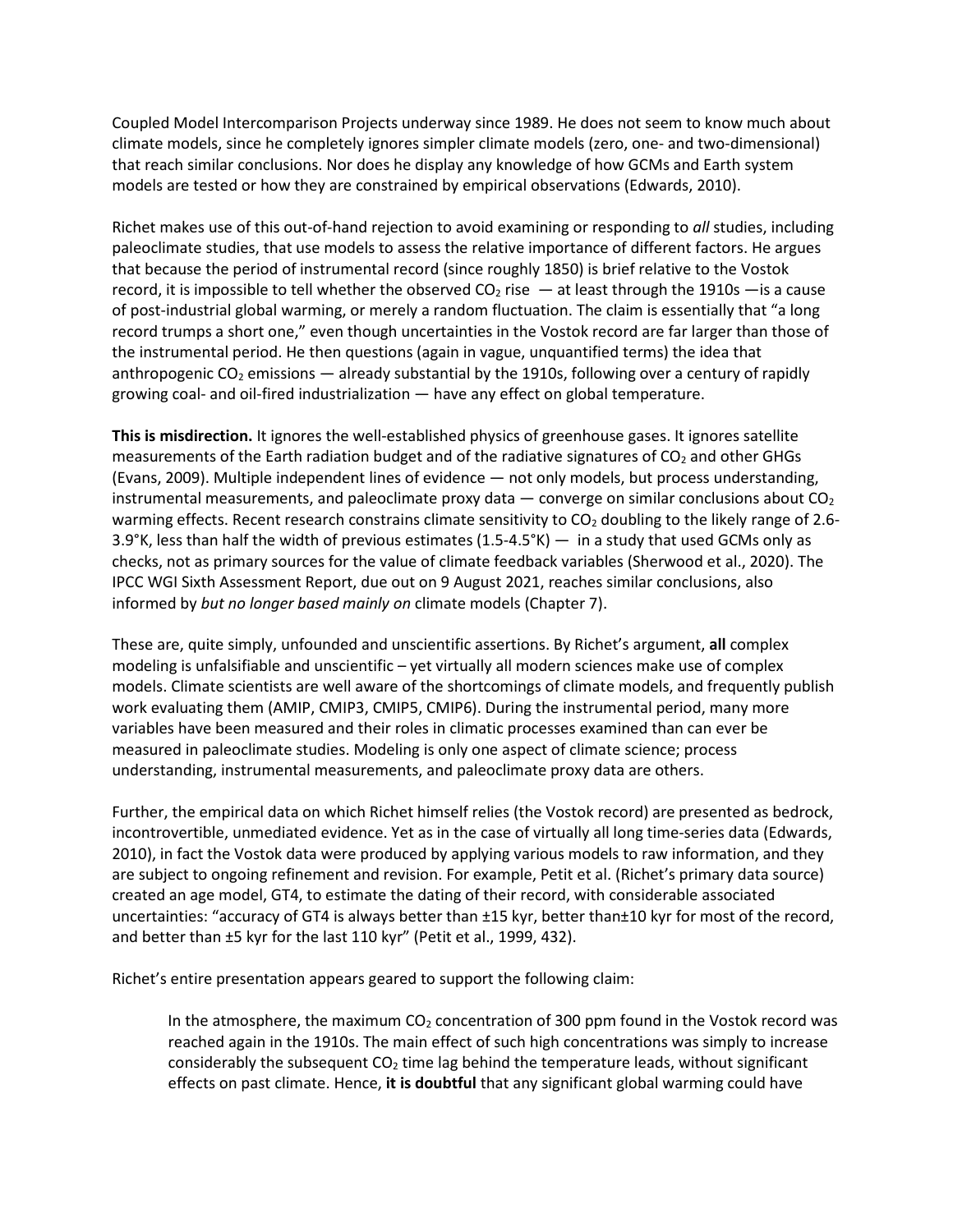Coupled Model Intercomparison Projects underway since 1989. He does not seem to know much about climate models, since he completely ignores simpler climate models (zero, one- and two-dimensional) that reach similar conclusions. Nor does he display any knowledge of how GCMs and Earth system models are tested or how they are constrained by empirical observations (Edwards, 2010).

Richet makes use of this out-of-hand rejection to avoid examining or responding to *all* studies, including paleoclimate studies, that use models to assess the relative importance of different factors. He argues that because the period of instrumental record (since roughly 1850) is brief relative to the Vostok record, it is impossible to tell whether the observed $CO_2$ rise — at least through the 1910s —is a cause of post-industrial global warming, or merely a random fluctuation. The claim is essentially that "a long record trumps a short one," even though uncertainties in the Vostok record are far larger than those of the instrumental period. He then questions (again in vague, unquantified terms) the idea that anthropogenic $CO_2$ emissions — already substantial by the 1910s, following over a century of rapidly growing coal- and oil-fired industrialization — have any effect on global temperature.

**This is misdirection.** It ignores the well-established physics of greenhouse gases. It ignores satellite measurements of the Earth radiation budget and of the radiative signatures of $CO_2$ and other GHGs (Evans, 2009). Multiple independent lines of evidence — not only models, but process understanding, instrumental measurements, and paleoclimate proxy data — converge on similar conclusions about $CO_2$ warming effects. Recent research constrains climate sensitivity to $CO_2$ doubling to the likely range of 2.6-3.9°K, less than half the width of previous estimates (1.5-4.5°K) — in a study that used GCMs only as checks, not as primary sources for the value of climate feedback variables (Sherwood et al., 2020). The IPCC WGI Sixth Assessment Report, due out on 9 August 2021, reaches similar conclusions, also informed by *but no longer based mainly on* climate models (Chapter 7).

These are, quite simply, unfounded and unscientific assertions. By Richet's argument, **all** complex modeling is unfalsifiable and unscientific – yet virtually all modern sciences make use of complex models. Climate scientists are well aware of the shortcomings of climate models, and frequently publish work evaluating them (AMIP, CMIP3, CMIP5, CMIP6). During the instrumental period, many more variables have been measured and their roles in climatic processes examined than can ever be measured in paleoclimate studies. Modeling is only one aspect of climate science; process understanding, instrumental measurements, and paleoclimate proxy data are others.

Further, the empirical data on which Richet himself relies (the Vostok record) are presented as bedrock, incontrovertible, unmediated evidence. Yet as in the case of virtually all long time-series data (Edwards, 2010), in fact the Vostok data were produced by applying various models to raw information, and they are subject to ongoing refinement and revision. For example, Petit et al. (Richet's primary data source) created an age model, GT4, to estimate the dating of their record, with considerable associated uncertainties: "accuracy of GT4 is always better than ±15 kyr, better than±10 kyr for most of the record, and better than ±5 kyr for the last 110 kyr" (Petit et al., 1999, 432).

Richet's entire presentation appears geared to support the following claim:

> In the atmosphere, the maximum $CO_2$ concentration of 300 ppm found in the Vostok record was reached again in the 1910s. The main effect of such high concentrations was simply to increase considerably the subsequent $CO_2$ time lag behind the temperature leads, without significant effects on past climate. Hence, **it is doubtful** that any significant global warming could have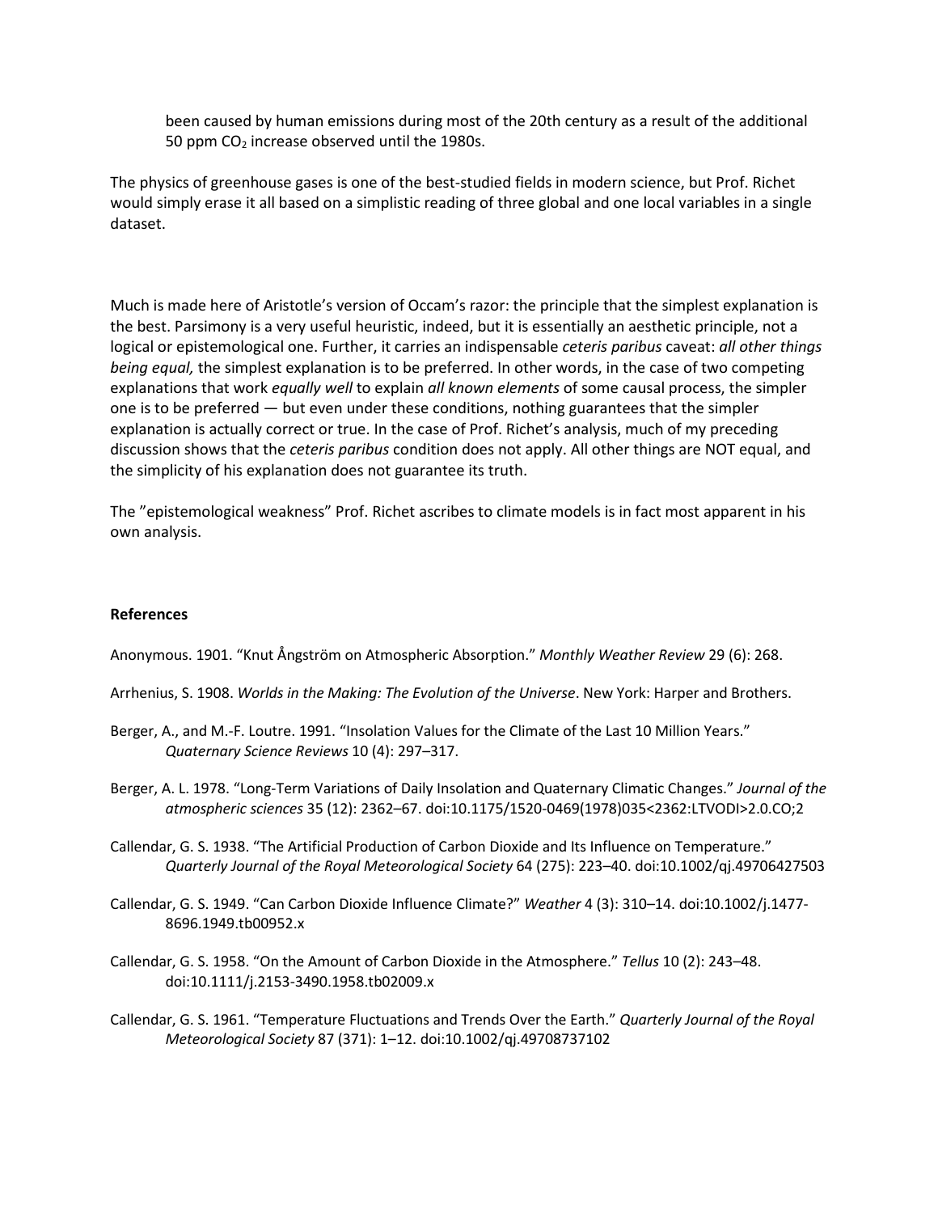been caused by human emissions during most of the 20th century as a result of the additional 50 ppm $CO_2$ increase observed until the 1980s.

The physics of greenhouse gases is one of the best-studied fields in modern science, but Prof. Richet would simply erase it all based on a simplistic reading of three global and one local variables in a single dataset.

Much is made here of Aristotle's version of Occam's razor: the principle that the simplest explanation is the best. Parsimony is a very useful heuristic, indeed, but it is essentially an aesthetic principle, not a logical or epistemological one. Further, it carries an indispensable *ceteris paribus* caveat: *all other things being equal,* the simplest explanation is to be preferred. In other words, in the case of two competing explanations that work *equally well* to explain *all known elements* of some causal process, the simpler one is to be preferred — but even under these conditions, nothing guarantees that the simpler explanation is actually correct or true. In the case of Prof. Richet's analysis, much of my preceding discussion shows that the *ceteris paribus* condition does not apply. All other things are NOT equal, and the simplicity of his explanation does not guarantee its truth.

The "epistemological weakness" Prof. Richet ascribes to climate models is in fact most apparent in his own analysis.

**References**

Anonymous. 1901. "Knut Ångström on Atmospheric Absorption." *Monthly Weather Review* 29 (6): 268.

Arrhenius, S. 1908. *Worlds in the Making: The Evolution of the Universe*. New York: Harper and Brothers.

Berger, A., and M.-F. Loutre. 1991. "Insolation Values for the Climate of the Last 10 Million Years." *Quaternary Science Reviews* 10 (4): 297–317.

Berger, A. L. 1978. "Long-Term Variations of Daily Insolation and Quaternary Climatic Changes." *Journal of the atmospheric sciences* 35 (12): 2362–67. doi:10.1175/1520-0469(1978)035<2362:LTVODI>2.0.CO;2

Callendar, G. S. 1938. "The Artificial Production of Carbon Dioxide and Its Influence on Temperature." *Quarterly Journal of the Royal Meteorological Society* 64 (275): 223–40. doi:10.1002/qj.49706427503

Callendar, G. S. 1949. "Can Carbon Dioxide Influence Climate?" *Weather* 4 (3): 310–14. doi:10.1002/j.1477-8696.1949.tb00952.x

Callendar, G. S. 1958. "On the Amount of Carbon Dioxide in the Atmosphere." *Tellus* 10 (2): 243–48. doi:10.1111/j.2153-3490.1958.tb02009.x

Callendar, G. S. 1961. "Temperature Fluctuations and Trends Over the Earth." *Quarterly Journal of the Royal Meteorological Society* 87 (371): 1–12. doi:10.1002/qj.49708737102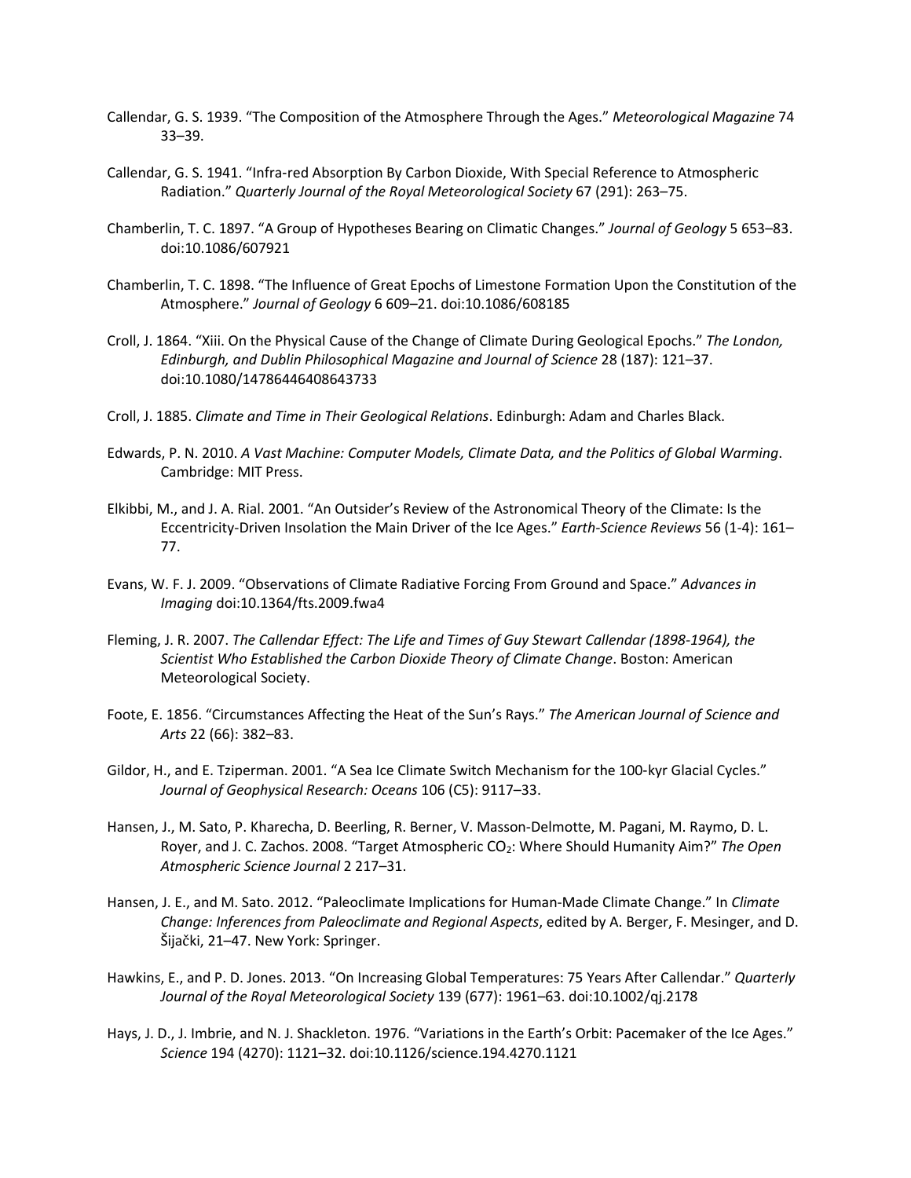Callendar, G. S. 1939. "The Composition of the Atmosphere Through the Ages." *Meteorological Magazine* 74 33–39.

Callendar, G. S. 1941. "Infra-red Absorption By Carbon Dioxide, With Special Reference to Atmospheric Radiation." *Quarterly Journal of the Royal Meteorological Society* 67 (291): 263–75.

Chamberlin, T. C. 1897. "A Group of Hypotheses Bearing on Climatic Changes." *Journal of Geology* 5 653–83. doi:10.1086/607921

Chamberlin, T. C. 1898. "The Influence of Great Epochs of Limestone Formation Upon the Constitution of the Atmosphere." *Journal of Geology* 6 609–21. doi:10.1086/608185

Croll, J. 1864. "Xiii. On the Physical Cause of the Change of Climate During Geological Epochs." *The London, Edinburgh, and Dublin Philosophical Magazine and Journal of Science* 28 (187): 121–37. doi:10.1080/14786446408643733

Croll, J. 1885. *Climate and Time in Their Geological Relations*. Edinburgh: Adam and Charles Black.

Edwards, P. N. 2010. *A Vast Machine: Computer Models, Climate Data, and the Politics of Global Warming*. Cambridge: MIT Press.

Elkibbi, M., and J. A. Rial. 2001. "An Outsider's Review of the Astronomical Theory of the Climate: Is the Eccentricity-Driven Insolation the Main Driver of the Ice Ages." *Earth-Science Reviews* 56 (1-4): 161–77.

Evans, W. F. J. 2009. "Observations of Climate Radiative Forcing From Ground and Space." *Advances in Imaging* doi:10.1364/fts.2009.fwa4

Fleming, J. R. 2007. *The Callendar Effect: The Life and Times of Guy Stewart Callendar (1898-1964), the Scientist Who Established the Carbon Dioxide Theory of Climate Change*. Boston: American Meteorological Society.

Foote, E. 1856. "Circumstances Affecting the Heat of the Sun's Rays." *The American Journal of Science and Arts* 22 (66): 382–83.

Gildor, H., and E. Tziperman. 2001. "A Sea Ice Climate Switch Mechanism for the 100-kyr Glacial Cycles." *Journal of Geophysical Research: Oceans* 106 (C5): 9117–33.

Hansen, J., M. Sato, P. Kharecha, D. Beerling, R. Berner, V. Masson-Delmotte, M. Pagani, M. Raymo, D. L. Royer, and J. C. Zachos. 2008. "Target Atmospheric $CO_2$: Where Should Humanity Aim?" *The Open Atmospheric Science Journal* 2 217–31.

Hansen, J. E., and M. Sato. 2012. "Paleoclimate Implications for Human-Made Climate Change." In *Climate Change: Inferences from Paleoclimate and Regional Aspects*, edited by A. Berger, F. Mesinger, and D. Šijački, 21–47. New York: Springer.

Hawkins, E., and P. D. Jones. 2013. "On Increasing Global Temperatures: 75 Years After Callendar." *Quarterly Journal of the Royal Meteorological Society* 139 (677): 1961–63. doi:10.1002/qj.2178

Hays, J. D., J. Imbrie, and N. J. Shackleton. 1976. "Variations in the Earth's Orbit: Pacemaker of the Ice Ages." *Science* 194 (4270): 1121–32. doi:10.1126/science.194.4270.1121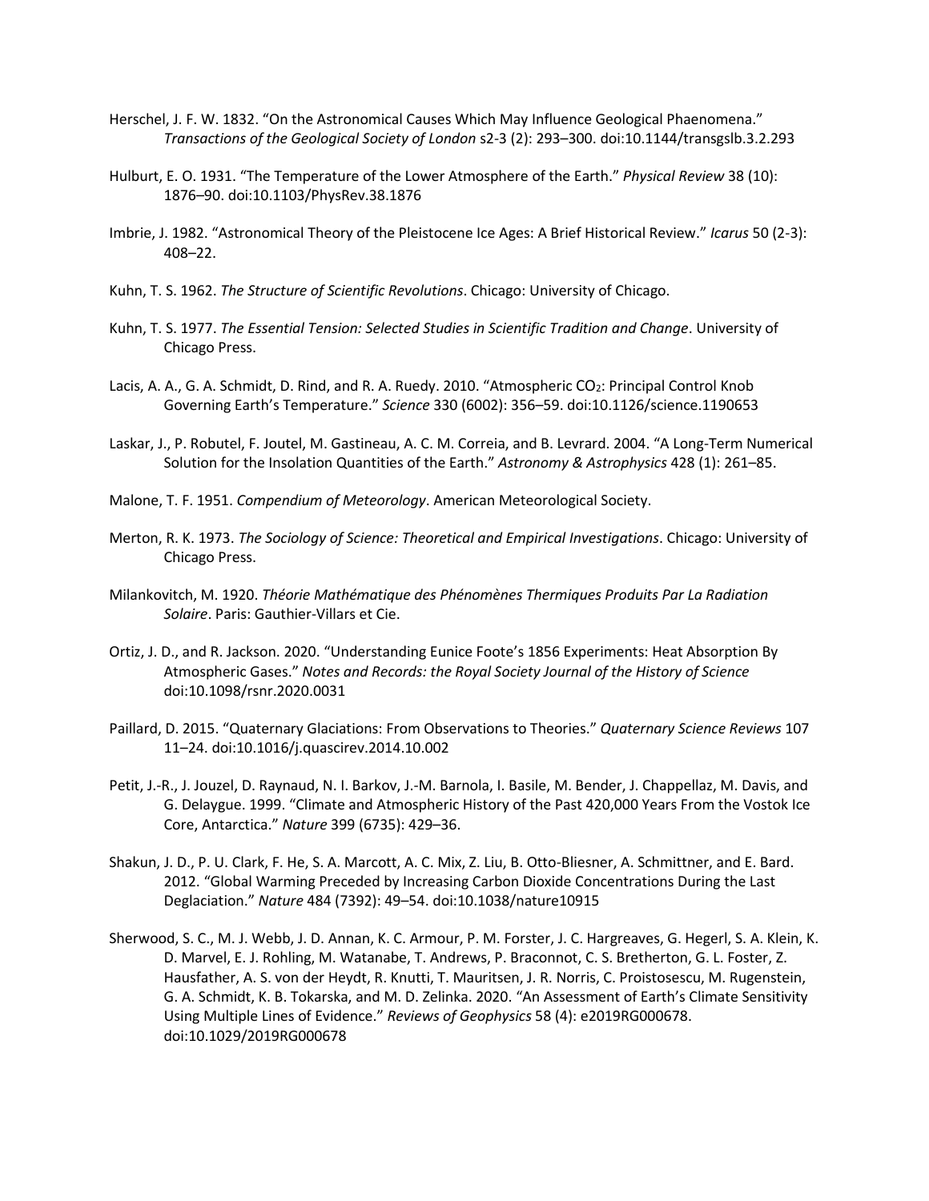Herschel, J. F. W. 1832. "On the Astronomical Causes Which May Influence Geological Phaenomena." *Transactions of the Geological Society of London* s2-3 (2): 293–300. doi:10.1144/transgslb.3.2.293

Hulburt, E. O. 1931. "The Temperature of the Lower Atmosphere of the Earth." *Physical Review* 38 (10): 1876–90. doi:10.1103/PhysRev.38.1876

Imbrie, J. 1982. "Astronomical Theory of the Pleistocene Ice Ages: A Brief Historical Review." *Icarus* 50 (2-3): 408–22.

Kuhn, T. S. 1962. *The Structure of Scientific Revolutions*. Chicago: University of Chicago.

Kuhn, T. S. 1977. *The Essential Tension: Selected Studies in Scientific Tradition and Change*. University of Chicago Press.

Lacis, A. A., G. A. Schmidt, D. Rind, and R. A. Ruedy. 2010. "Atmospheric $CO_2$: Principal Control Knob Governing Earth's Temperature." *Science* 330 (6002): 356–59. doi:10.1126/science.1190653

Laskar, J., P. Robutel, F. Joutel, M. Gastineau, A. C. M. Correia, and B. Levrard. 2004. "A Long-Term Numerical Solution for the Insolation Quantities of the Earth." *Astronomy & Astrophysics* 428 (1): 261–85.

Malone, T. F. 1951. *Compendium of Meteorology*. American Meteorological Society.

Merton, R. K. 1973. *The Sociology of Science: Theoretical and Empirical Investigations*. Chicago: University of Chicago Press.

Milankovitch, M. 1920. *Théorie Mathématique des Phénomènes Thermiques Produits Par La Radiation Solaire*. Paris: Gauthier-Villars et Cie.

Ortiz, J. D., and R. Jackson. 2020. "Understanding Eunice Foote's 1856 Experiments: Heat Absorption By Atmospheric Gases." *Notes and Records: the Royal Society Journal of the History of Science* doi:10.1098/rsnr.2020.0031

Paillard, D. 2015. "Quaternary Glaciations: From Observations to Theories." *Quaternary Science Reviews* 107 11–24. doi:10.1016/j.quascirev.2014.10.002

Petit, J.-R., J. Jouzel, D. Raynaud, N. I. Barkov, J.-M. Barnola, I. Basile, M. Bender, J. Chappellaz, M. Davis, and G. Delaygue. 1999. "Climate and Atmospheric History of the Past 420,000 Years From the Vostok Ice Core, Antarctica." *Nature* 399 (6735): 429–36.

Shakun, J. D., P. U. Clark, F. He, S. A. Marcott, A. C. Mix, Z. Liu, B. Otto-Bliesner, A. Schmittner, and E. Bard. 2012. "Global Warming Preceded by Increasing Carbon Dioxide Concentrations During the Last Deglaciation." *Nature* 484 (7392): 49–54. doi:10.1038/nature10915

Sherwood, S. C., M. J. Webb, J. D. Annan, K. C. Armour, P. M. Forster, J. C. Hargreaves, G. Hegerl, S. A. Klein, K. D. Marvel, E. J. Rohling, M. Watanabe, T. Andrews, P. Braconnot, C. S. Bretherton, G. L. Foster, Z. Hausfather, A. S. von der Heydt, R. Knutti, T. Mauritsen, J. R. Norris, C. Proistosescu, M. Rugenstein, G. A. Schmidt, K. B. Tokarska, and M. D. Zelinka. 2020. "An Assessment of Earth's Climate Sensitivity Using Multiple Lines of Evidence." *Reviews of Geophysics* 58 (4): e2019RG000678. doi:10.1029/2019RG000678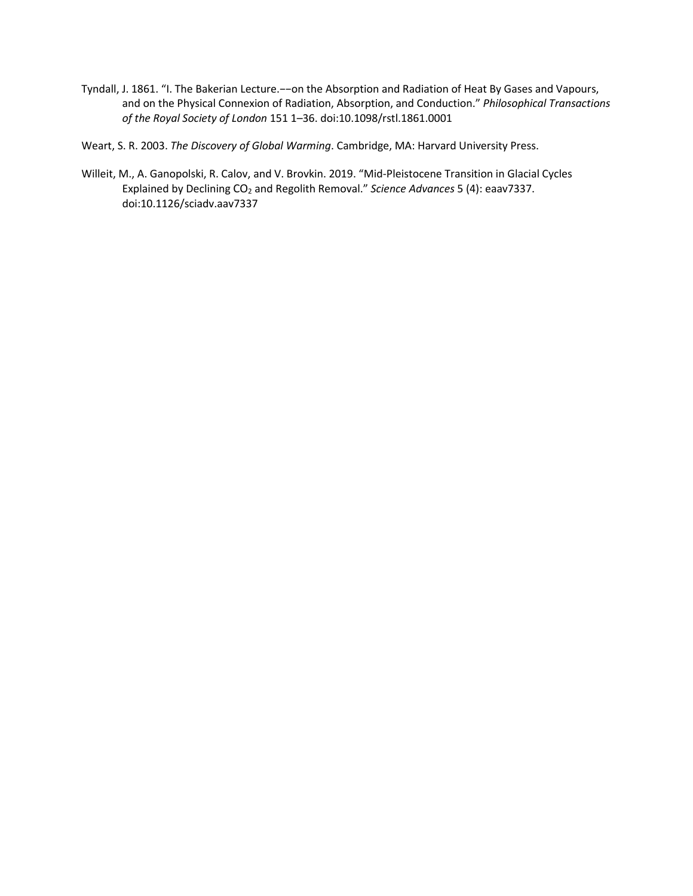Tyndall, J. 1861. "I. The Bakerian Lecture.––on the Absorption and Radiation of Heat By Gases and Vapours, and on the Physical Connexion of Radiation, Absorption, and Conduction." *Philosophical Transactions of the Royal Society of London* 151 1–36. doi:10.1098/rstl.1861.0001

Weart, S. R. 2003. *The Discovery of Global Warming*. Cambridge, MA: Harvard University Press.

Willeit, M., A. Ganopolski, R. Calov, and V. Brovkin. 2019. "Mid-Pleistocene Transition in Glacial Cycles Explained by Declining $CO_2$ and Regolith Removal." *Science Advances* 5 (4): eaav7337. doi:10.1126/sciadv.aav7337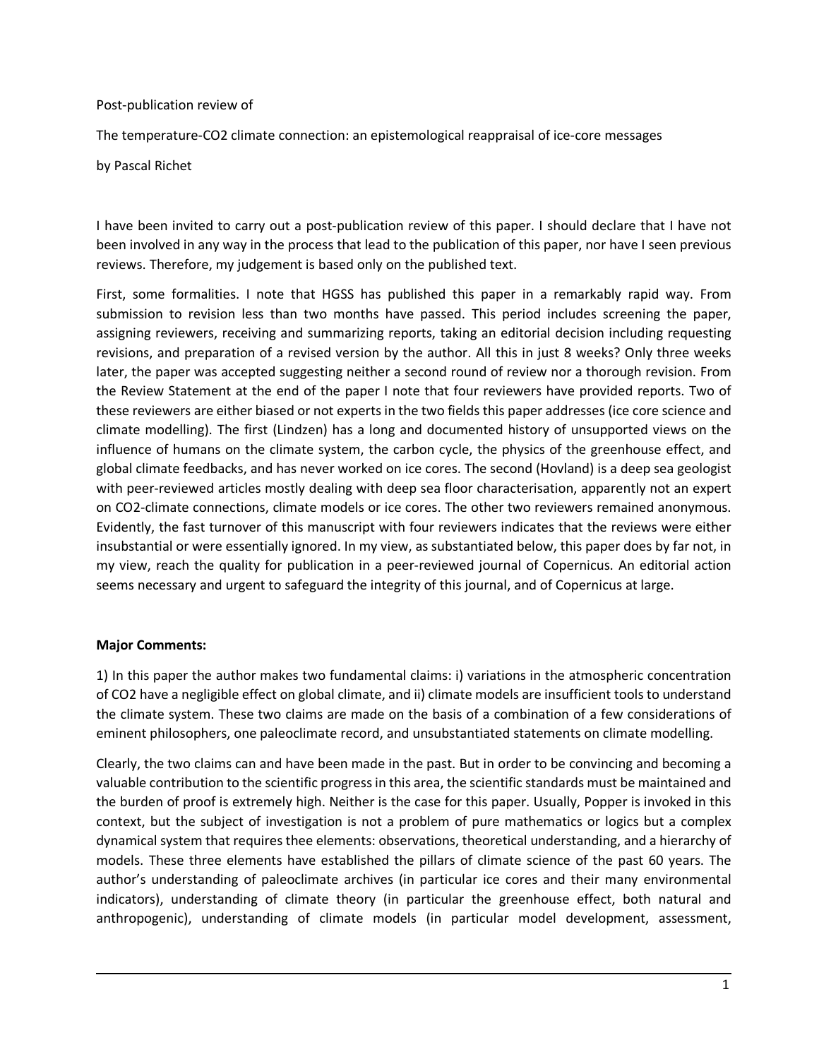Post-publication review of

The temperature-$CO_2$ climate connection: an epistemological reappraisal of ice-core messages

by Pascal Richet

I have been invited to carry out a post-publication review of this paper. I should declare that I have not been involved in any way in the process that lead to the publication of this paper, nor have I seen previous reviews. Therefore, my judgement is based only on the published text.

First, some formalities. I note that HGSS has published this paper in a remarkably rapid way. From submission to revision less than two months have passed. This period includes screening the paper, assigning reviewers, receiving and summarizing reports, taking an editorial decision including requesting revisions, and preparation of a revised version by the author. All this in just 8 weeks? Only three weeks later, the paper was accepted suggesting neither a second round of review nor a thorough revision. From the Review Statement at the end of the paper I note that four reviewers have provided reports. Two of these reviewers are either biased or not experts in the two fields this paper addresses (ice core science and climate modelling). The first (Lindzen) has a long and documented history of unsupported views on the influence of humans on the climate system, the carbon cycle, the physics of the greenhouse effect, and global climate feedbacks, and has never worked on ice cores. The second (Hovland) is a deep sea geologist with peer-reviewed articles mostly dealing with deep sea floor characterisation, apparently not an expert on $CO_2$-climate connections, climate models or ice cores. The other two reviewers remained anonymous. Evidently, the fast turnover of this manuscript with four reviewers indicates that the reviews were either insubstantial or were essentially ignored. In my view, as substantiated below, this paper does by far not, in my view, reach the quality for publication in a peer-reviewed journal of Copernicus. An editorial action seems necessary and urgent to safeguard the integrity of this journal, and of Copernicus at large.

**Major Comments:**

1) In this paper the author makes two fundamental claims: i) variations in the atmospheric concentration of $CO_2$ have a negligible effect on global climate, and ii) climate models are insufficient tools to understand the climate system. These two claims are made on the basis of a combination of a few considerations of eminent philosophers, one paleoclimate record, and unsubstantiated statements on climate modelling.

Clearly, the two claims can and have been made in the past. But in order to be convincing and becoming a valuable contribution to the scientific progress in this area, the scientific standards must be maintained and the burden of proof is extremely high. Neither is the case for this paper. Usually, Popper is invoked in this context, but the subject of investigation is not a problem of pure mathematics or logics but a complex dynamical system that requires thee elements: observations, theoretical understanding, and a hierarchy of models. These three elements have established the pillars of climate science of the past 60 years. The author's understanding of paleoclimate archives (in particular ice cores and their many environmental indicators), understanding of climate theory (in particular the greenhouse effect, both natural and anthropogenic), understanding of climate models (in particular model development, assessment,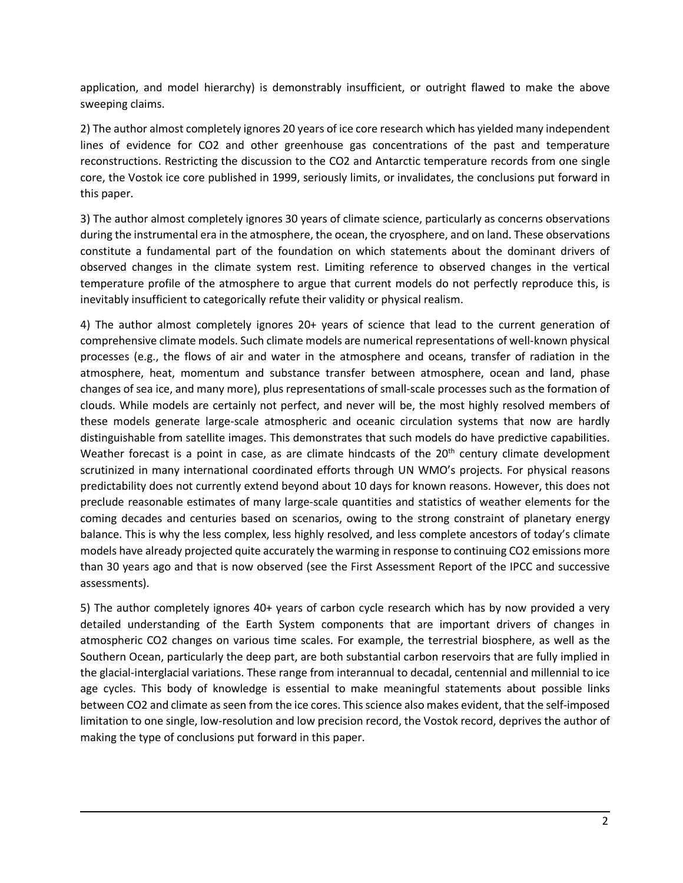application, and model hierarchy) is demonstrably insufficient, or outright flawed to make the above sweeping claims.

2) The author almost completely ignores 20 years of ice core research which has yielded many independent lines of evidence for $CO_2$ and other greenhouse gas concentrations of the past and temperature reconstructions. Restricting the discussion to the $CO_2$ and Antarctic temperature records from one single core, the Vostok ice core published in 1999, seriously limits, or invalidates, the conclusions put forward in this paper.

3) The author almost completely ignores 30 years of climate science, particularly as concerns observations during the instrumental era in the atmosphere, the ocean, the cryosphere, and on land. These observations constitute a fundamental part of the foundation on which statements about the dominant drivers of observed changes in the climate system rest. Limiting reference to observed changes in the vertical temperature profile of the atmosphere to argue that current models do not perfectly reproduce this, is inevitably insufficient to categorically refute their validity or physical realism.

4) The author almost completely ignores 20+ years of science that lead to the current generation of comprehensive climate models. Such climate models are numerical representations of well-known physical processes (e.g., the flows of air and water in the atmosphere and oceans, transfer of radiation in the atmosphere, heat, momentum and substance transfer between atmosphere, ocean and land, phase changes of sea ice, and many more), plus representations of small-scale processes such as the formation of clouds. While models are certainly not perfect, and never will be, the most highly resolved members of these models generate large-scale atmospheric and oceanic circulation systems that now are hardly distinguishable from satellite images. This demonstrates that such models do have predictive capabilities. Weather forecast is a point in case, as are climate hindcasts of the 20th century climate development scrutinized in many international coordinated efforts through UN WMO's projects. For physical reasons predictability does not currently extend beyond about 10 days for known reasons. However, this does not preclude reasonable estimates of many large-scale quantities and statistics of weather elements for the coming decades and centuries based on scenarios, owing to the strong constraint of planetary energy balance. This is why the less complex, less highly resolved, and less complete ancestors of today's climate models have already projected quite accurately the warming in response to continuing $CO_2$ emissions more than 30 years ago and that is now observed (see the First Assessment Report of the IPCC and successive assessments).

5) The author completely ignores 40+ years of carbon cycle research which has by now provided a very detailed understanding of the Earth System components that are important drivers of changes in atmospheric $CO_2$ changes on various time scales. For example, the terrestrial biosphere, as well as the Southern Ocean, particularly the deep part, are both substantial carbon reservoirs that are fully implied in the glacial-interglacial variations. These range from interannual to decadal, centennial and millennial to ice age cycles. This body of knowledge is essential to make meaningful statements about possible links between $CO_2$ and climate as seen from the ice cores. This science also makes evident, that the self-imposed limitation to one single, low-resolution and low precision record, the Vostok record, deprives the author of making the type of conclusions put forward in this paper.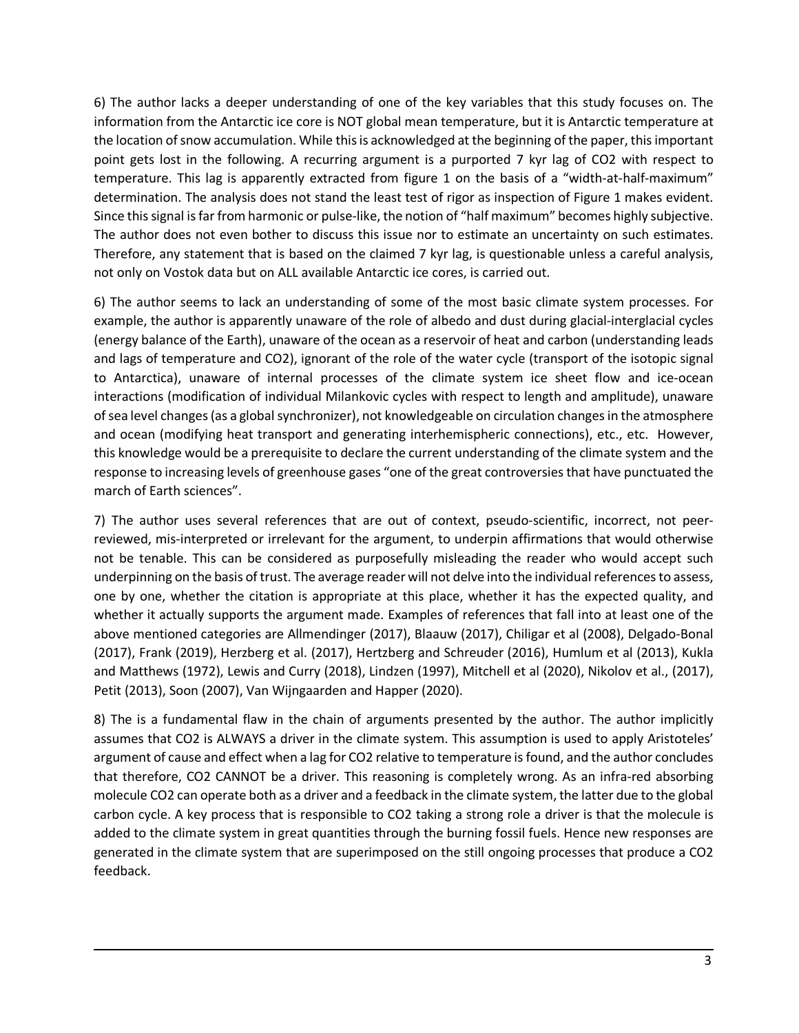6) The author lacks a deeper understanding of one of the key variables that this study focuses on. The information from the Antarctic ice core is NOT global mean temperature, but it is Antarctic temperature at the location of snow accumulation. While this is acknowledged at the beginning of the paper, this important point gets lost in the following. A recurring argument is a purported 7 kyr lag of $CO_2$ with respect to temperature. This lag is apparently extracted from figure 1 on the basis of a "width-at-half-maximum" determination. The analysis does not stand the least test of rigor as inspection of Figure 1 makes evident. Since this signal is far from harmonic or pulse-like, the notion of "half maximum" becomes highly subjective. The author does not even bother to discuss this issue nor to estimate an uncertainty on such estimates. Therefore, any statement that is based on the claimed 7 kyr lag, is questionable unless a careful analysis, not only on Vostok data but on ALL available Antarctic ice cores, is carried out.

6) The author seems to lack an understanding of some of the most basic climate system processes. For example, the author is apparently unaware of the role of albedo and dust during glacial-interglacial cycles (energy balance of the Earth), unaware of the ocean as a reservoir of heat and carbon (understanding leads and lags of temperature and $CO_2$), ignorant of the role of the water cycle (transport of the isotopic signal to Antarctica), unaware of internal processes of the climate system ice sheet flow and ice-ocean interactions (modification of individual Milankovic cycles with respect to length and amplitude), unaware of sea level changes (as a global synchronizer), not knowledgeable on circulation changes in the atmosphere and ocean (modifying heat transport and generating interhemispheric connections), etc., etc. However, this knowledge would be a prerequisite to declare the current understanding of the climate system and the response to increasing levels of greenhouse gases "one of the great controversies that have punctuated the march of Earth sciences".

7) The author uses several references that are out of context, pseudo-scientific, incorrect, not peer-reviewed, mis-interpreted or irrelevant for the argument, to underpin affirmations that would otherwise not be tenable. This can be considered as purposefully misleading the reader who would accept such underpinning on the basis of trust. The average reader will not delve into the individual references to assess, one by one, whether the citation is appropriate at this place, whether it has the expected quality, and whether it actually supports the argument made. Examples of references that fall into at least one of the above mentioned categories are Allmendinger (2017), Blaauw (2017), Chiligar et al (2008), Delgado-Bonal (2017), Frank (2019), Herzberg et al. (2017), Hertzberg and Schreuder (2016), Humlum et al (2013), Kukla and Matthews (1972), Lewis and Curry (2018), Lindzen (1997), Mitchell et al (2020), Nikolov et al., (2017), Petit (2013), Soon (2007), Van Wijngaarden and Happer (2020).

8) The is a fundamental flaw in the chain of arguments presented by the author. The author implicitly assumes that $CO_2$ is ALWAYS a driver in the climate system. This assumption is used to apply Aristoteles' argument of cause and effect when a lag for $CO_2$ relative to temperature is found, and the author concludes that therefore, $CO_2$ CANNOT be a driver. This reasoning is completely wrong. As an infra-red absorbing molecule $CO_2$ can operate both as a driver and a feedback in the climate system, the latter due to the global carbon cycle. A key process that is responsible to $CO_2$ taking a strong role a driver is that the molecule is added to the climate system in great quantities through the burning fossil fuels. Hence new responses are generated in the climate system that are superimposed on the still ongoing processes that produce a $CO_2$ feedback.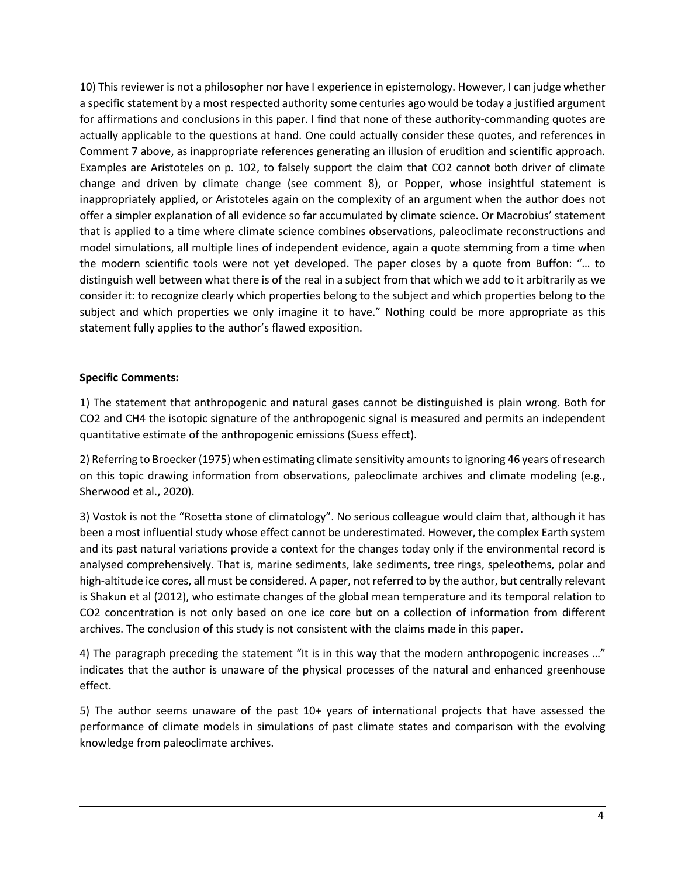10) This reviewer is not a philosopher nor have I experience in epistemology. However, I can judge whether a specific statement by a most respected authority some centuries ago would be today a justified argument for affirmations and conclusions in this paper. I find that none of these authority-commanding quotes are actually applicable to the questions at hand. One could actually consider these quotes, and references in Comment 7 above, as inappropriate references generating an illusion of erudition and scientific approach. Examples are Aristoteles on p. 102, to falsely support the claim that $CO_2$ cannot both driver of climate change and driven by climate change (see comment 8), or Popper, whose insightful statement is inappropriately applied, or Aristoteles again on the complexity of an argument when the author does not offer a simpler explanation of all evidence so far accumulated by climate science. Or Macrobius' statement that is applied to a time where climate science combines observations, paleoclimate reconstructions and model simulations, all multiple lines of independent evidence, again a quote stemming from a time when the modern scientific tools were not yet developed. The paper closes by a quote from Buffon: "… to distinguish well between what there is of the real in a subject from that which we add to it arbitrarily as we consider it: to recognize clearly which properties belong to the subject and which properties belong to the subject and which properties we only imagine it to have." Nothing could be more appropriate as this statement fully applies to the author's flawed exposition.

**Specific Comments:**

1) The statement that anthropogenic and natural gases cannot be distinguished is plain wrong. Both for $CO_2$ and $CH_4$ the isotopic signature of the anthropogenic signal is measured and permits an independent quantitative estimate of the anthropogenic emissions (Suess effect).

2) Referring to Broecker (1975) when estimating climate sensitivity amounts to ignoring 46 years of research on this topic drawing information from observations, paleoclimate archives and climate modeling (e.g., Sherwood et al., 2020).

3) Vostok is not the "Rosetta stone of climatology". No serious colleague would claim that, although it has been a most influential study whose effect cannot be underestimated. However, the complex Earth system and its past natural variations provide a context for the changes today only if the environmental record is analysed comprehensively. That is, marine sediments, lake sediments, tree rings, speleothems, polar and high-altitude ice cores, all must be considered. A paper, not referred to by the author, but centrally relevant is Shakun et al (2012), who estimate changes of the global mean temperature and its temporal relation to $CO_2$ concentration is not only based on one ice core but on a collection of information from different archives. The conclusion of this study is not consistent with the claims made in this paper.

4) The paragraph preceding the statement "It is in this way that the modern anthropogenic increases …" indicates that the author is unaware of the physical processes of the natural and enhanced greenhouse effect.

5) The author seems unaware of the past 10+ years of international projects that have assessed the performance of climate models in simulations of past climate states and comparison with the evolving knowledge from paleoclimate archives.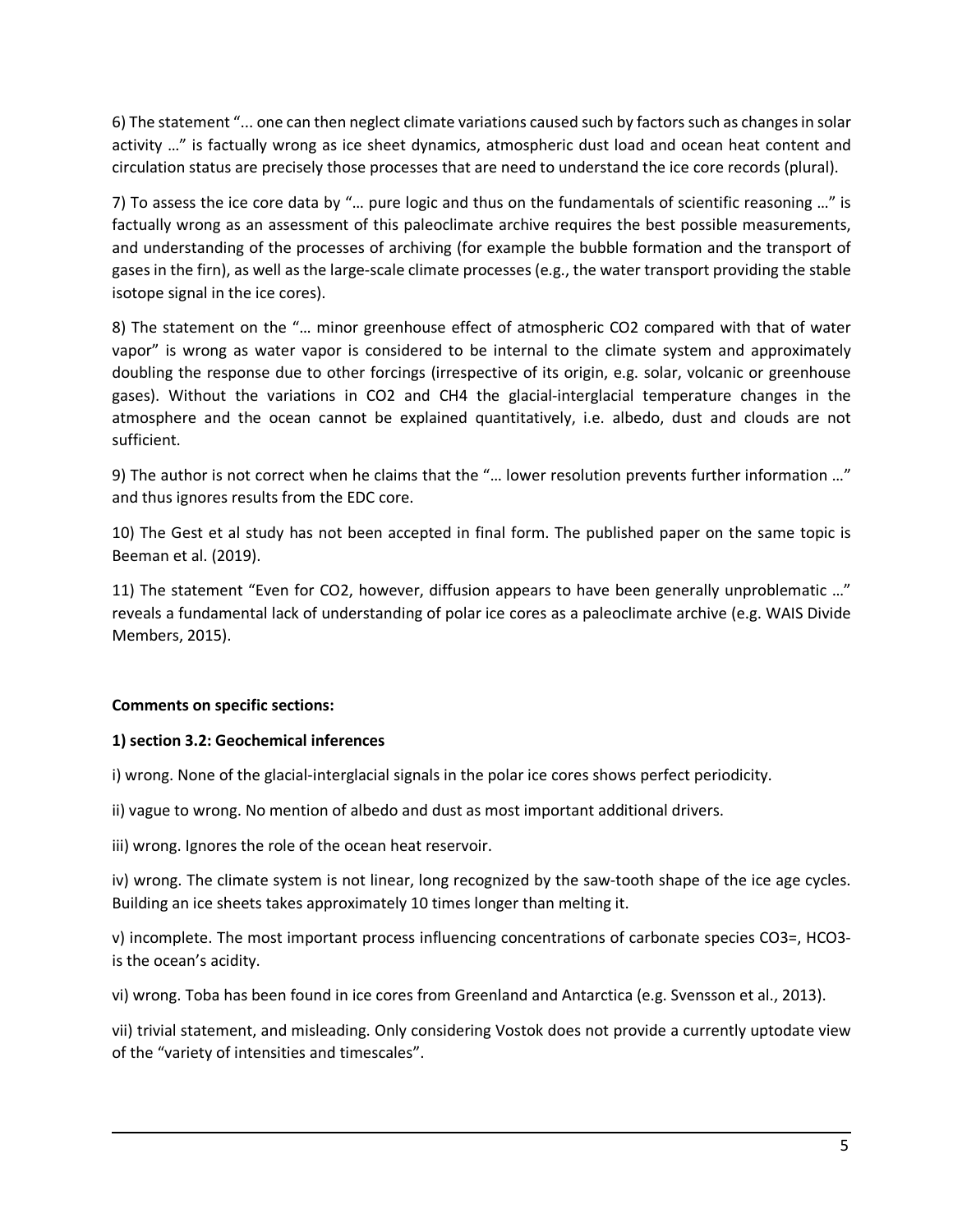6) The statement "... one can then neglect climate variations caused such by factors such as changes in solar activity …" is factually wrong as ice sheet dynamics, atmospheric dust load and ocean heat content and circulation status are precisely those processes that are need to understand the ice core records (plural).

7) To assess the ice core data by "… pure logic and thus on the fundamentals of scientific reasoning …" is factually wrong as an assessment of this paleoclimate archive requires the best possible measurements, and understanding of the processes of archiving (for example the bubble formation and the transport of gases in the firn), as well as the large-scale climate processes (e.g., the water transport providing the stable isotope signal in the ice cores).

8) The statement on the "… minor greenhouse effect of atmospheric $CO_2$ compared with that of water vapor" is wrong as water vapor is considered to be internal to the climate system and approximately doubling the response due to other forcings (irrespective of its origin, e.g. solar, volcanic or greenhouse gases). Without the variations in $CO_2$ and $CH_4$ the glacial-interglacial temperature changes in the atmosphere and the ocean cannot be explained quantitatively, i.e. albedo, dust and clouds are not sufficient.

9) The author is not correct when he claims that the "… lower resolution prevents further information …" and thus ignores results from the EDC core.

10) The Gest et al study has not been accepted in final form. The published paper on the same topic is Beeman et al. (2019).

11) The statement "Even for $CO_2$, however, diffusion appears to have been generally unproblematic …" reveals a fundamental lack of understanding of polar ice cores as a paleoclimate archive (e.g. WAIS Divide Members, 2015).

**Comments on specific sections:**

**1) section 3.2: Geochemical inferences**

i) wrong. None of the glacial-interglacial signals in the polar ice cores shows perfect periodicity.

ii) vague to wrong. No mention of albedo and dust as most important additional drivers.

iii) wrong. Ignores the role of the ocean heat reservoir.

iv) wrong. The climate system is not linear, long recognized by the saw-tooth shape of the ice age cycles. Building an ice sheets takes approximately 10 times longer than melting it.

v) incomplete. The most important process influencing concentrations of carbonate species $CO_3^{=}$, $HCO_3^-$ is the ocean's acidity.

vi) wrong. Toba has been found in ice cores from Greenland and Antarctica (e.g. Svensson et al., 2013).

vii) trivial statement, and misleading. Only considering Vostok does not provide a currently uptodate view of the "variety of intensities and timescales".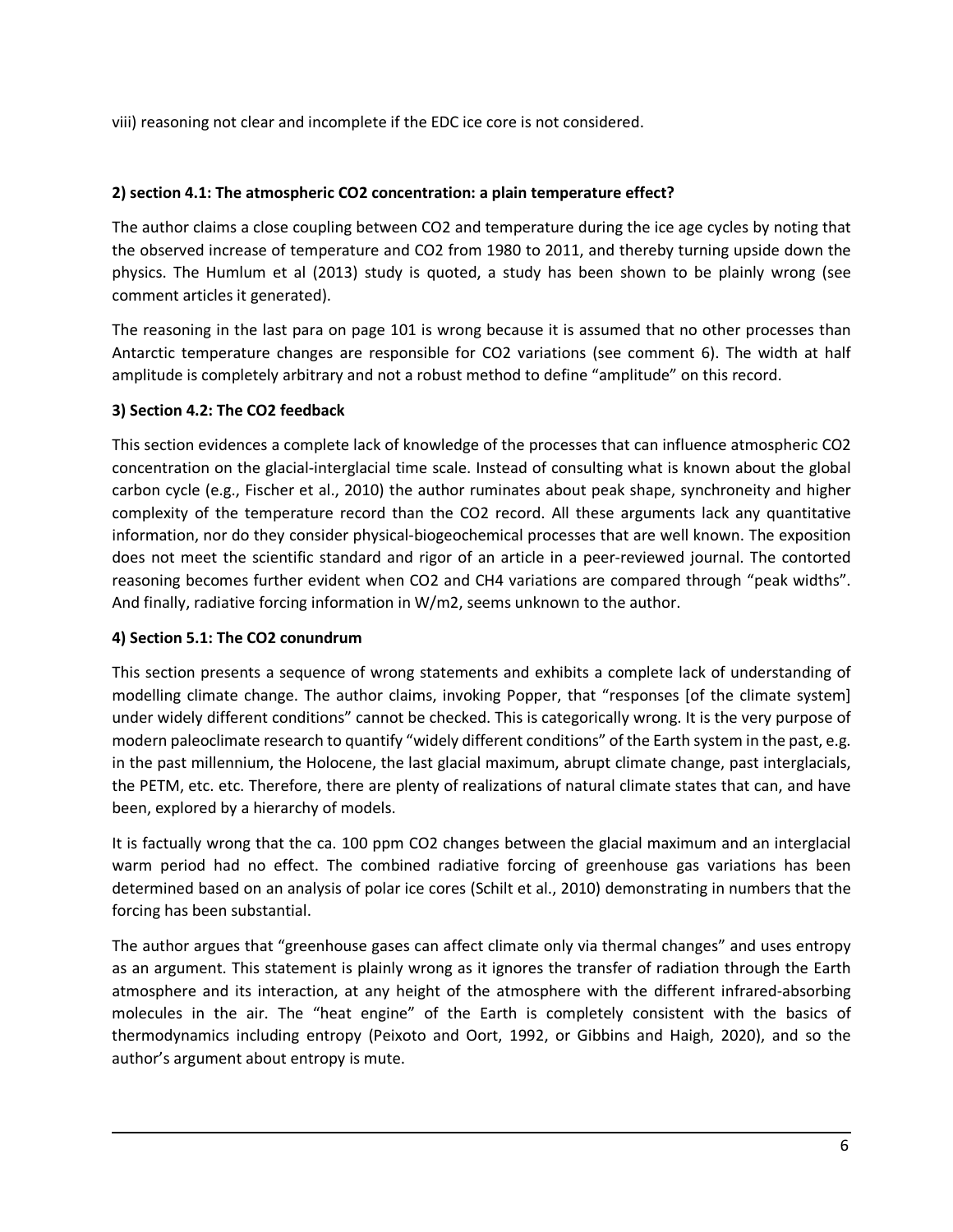viii) reasoning not clear and incomplete if the EDC ice core is not considered.

**2) section 4.1: The atmospheric $CO_2$ concentration: a plain temperature effect?**

The author claims a close coupling between $CO_2$ and temperature during the ice age cycles by noting that the observed increase of temperature and $CO_2$ from 1980 to 2011, and thereby turning upside down the physics. The Humlum et al (2013) study is quoted, a study has been shown to be plainly wrong (see comment articles it generated).

The reasoning in the last para on page 101 is wrong because it is assumed that no other processes than Antarctic temperature changes are responsible for $CO_2$ variations (see comment 6). The width at half amplitude is completely arbitrary and not a robust method to define "amplitude" on this record.

**3) Section 4.2: The $CO_2$ feedback**

This section evidences a complete lack of knowledge of the processes that can influence atmospheric $CO_2$ concentration on the glacial-interglacial time scale. Instead of consulting what is known about the global carbon cycle (e.g., Fischer et al., 2010) the author ruminates about peak shape, synchroneity and higher complexity of the temperature record than the $CO_2$ record. All these arguments lack any quantitative information, nor do they consider physical-biogeochemical processes that are well known. The exposition does not meet the scientific standard and rigor of an article in a peer-reviewed journal. The contorted reasoning becomes further evident when $CO_2$ and $CH_4$ variations are compared through "peak widths". And finally, radiative forcing information in $W/m^2$, seems unknown to the author.

**4) Section 5.1: The $CO_2$ conundrum**

This section presents a sequence of wrong statements and exhibits a complete lack of understanding of modelling climate change. The author claims, invoking Popper, that "responses [of the climate system] under widely different conditions" cannot be checked. This is categorically wrong. It is the very purpose of modern paleoclimate research to quantify "widely different conditions" of the Earth system in the past, e.g. in the past millennium, the Holocene, the last glacial maximum, abrupt climate change, past interglacials, the PETM, etc. etc. Therefore, there are plenty of realizations of natural climate states that can, and have been, explored by a hierarchy of models.

It is factually wrong that the ca. 100 ppm $CO_2$ changes between the glacial maximum and an interglacial warm period had no effect. The combined radiative forcing of greenhouse gas variations has been determined based on an analysis of polar ice cores (Schilt et al., 2010) demonstrating in numbers that the forcing has been substantial.

The author argues that "greenhouse gases can affect climate only via thermal changes" and uses entropy as an argument. This statement is plainly wrong as it ignores the transfer of radiation through the Earth atmosphere and its interaction, at any height of the atmosphere with the different infrared-absorbing molecules in the air. The "heat engine" of the Earth is completely consistent with the basics of thermodynamics including entropy (Peixoto and Oort, 1992, or Gibbins and Haigh, 2020), and so the author's argument about entropy is mute.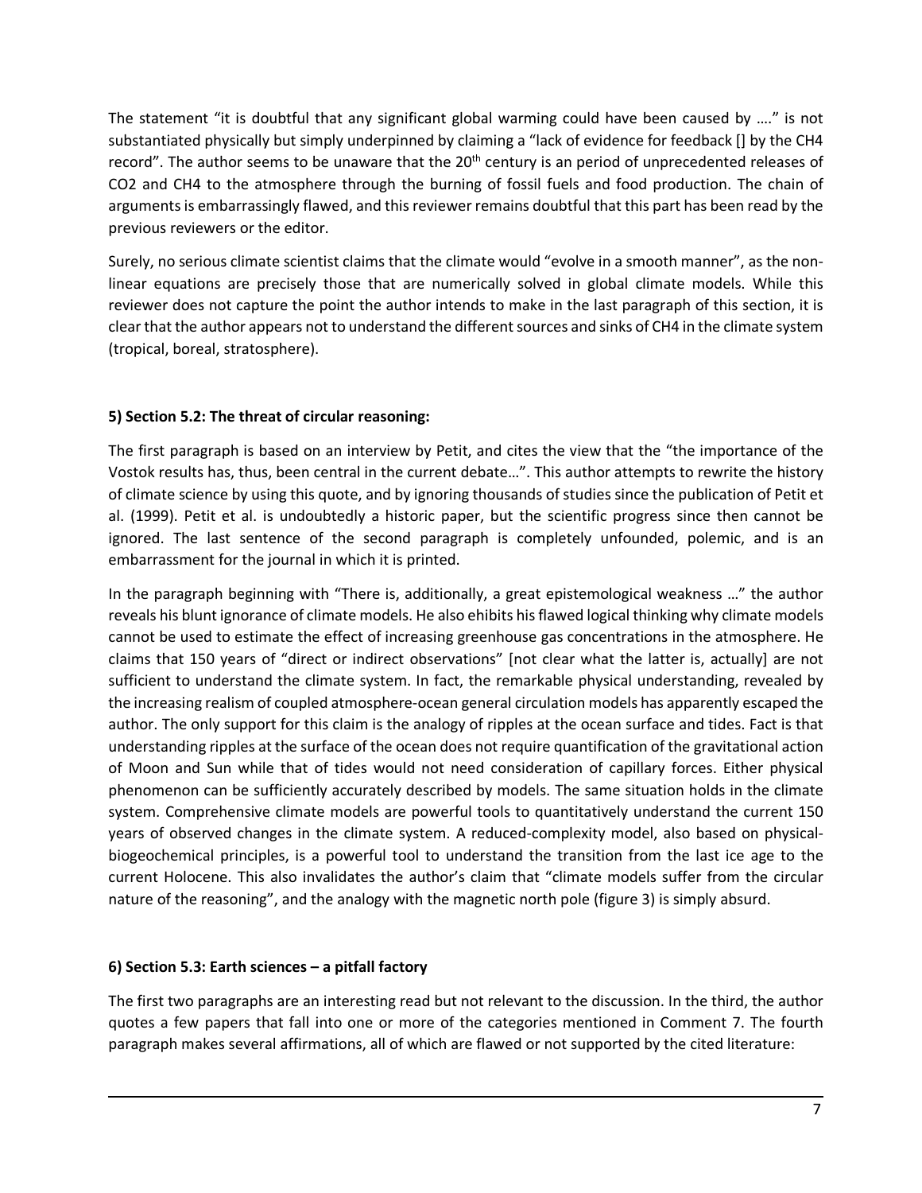The statement "it is doubtful that any significant global warming could have been caused by …." is not substantiated physically but simply underpinned by claiming a "lack of evidence for feedback [] by the CH4 record". The author seems to be unaware that the 20th century is an period of unprecedented releases of CO2 and CH4 to the atmosphere through the burning of fossil fuels and food production. The chain of arguments is embarrassingly flawed, and this reviewer remains doubtful that this part has been read by the previous reviewers or the editor.

Surely, no serious climate scientist claims that the climate would "evolve in a smooth manner", as the non-linear equations are precisely those that are numerically solved in global climate models. While this reviewer does not capture the point the author intends to make in the last paragraph of this section, it is clear that the author appears not to understand the different sources and sinks of CH4 in the climate system (tropical, boreal, stratosphere).

**5) Section 5.2: The threat of circular reasoning:**

The first paragraph is based on an interview by Petit, and cites the view that the "the importance of the Vostok results has, thus, been central in the current debate…". This author attempts to rewrite the history of climate science by using this quote, and by ignoring thousands of studies since the publication of Petit et al. (1999). Petit et al. is undoubtedly a historic paper, but the scientific progress since then cannot be ignored. The last sentence of the second paragraph is completely unfounded, polemic, and is an embarrassment for the journal in which it is printed.

In the paragraph beginning with "There is, additionally, a great epistemological weakness …" the author reveals his blunt ignorance of climate models. He also ehibits his flawed logical thinking why climate models cannot be used to estimate the effect of increasing greenhouse gas concentrations in the atmosphere. He claims that 150 years of "direct or indirect observations" [not clear what the latter is, actually] are not sufficient to understand the climate system. In fact, the remarkable physical understanding, revealed by the increasing realism of coupled atmosphere-ocean general circulation models has apparently escaped the author. The only support for this claim is the analogy of ripples at the ocean surface and tides. Fact is that understanding ripples at the surface of the ocean does not require quantification of the gravitational action of Moon and Sun while that of tides would not need consideration of capillary forces. Either physical phenomenon can be sufficiently accurately described by models. The same situation holds in the climate system. Comprehensive climate models are powerful tools to quantitatively understand the current 150 years of observed changes in the climate system. A reduced-complexity model, also based on physical-biogeochemical principles, is a powerful tool to understand the transition from the last ice age to the current Holocene. This also invalidates the author's claim that "climate models suffer from the circular nature of the reasoning", and the analogy with the magnetic north pole (figure 3) is simply absurd.

**6) Section 5.3: Earth sciences – a pitfall factory**

The first two paragraphs are an interesting read but not relevant to the discussion. In the third, the author quotes a few papers that fall into one or more of the categories mentioned in Comment 7. The fourth paragraph makes several affirmations, all of which are flawed or not supported by the cited literature: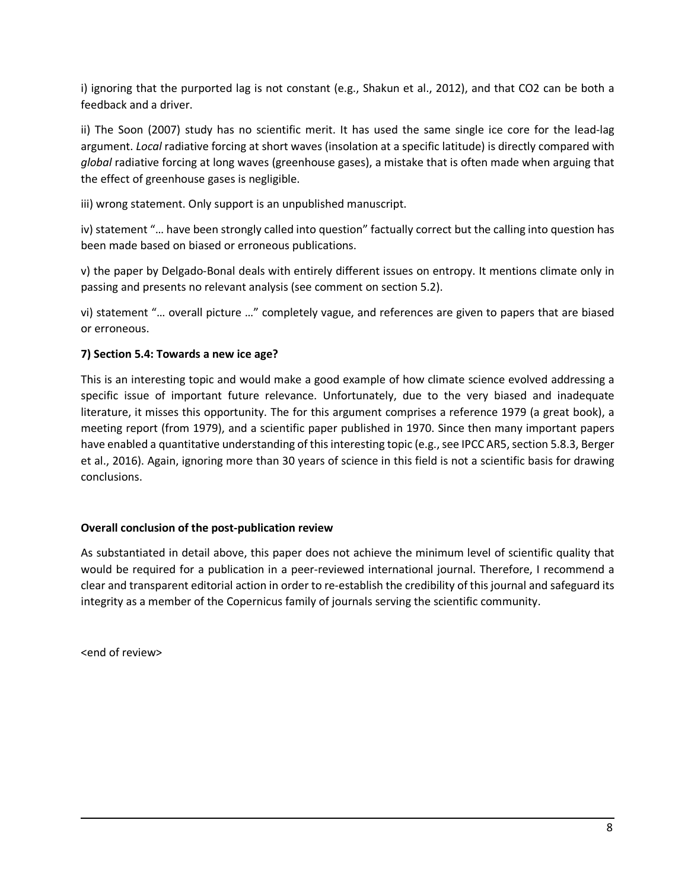i) ignoring that the purported lag is not constant (e.g., Shakun et al., 2012), and that $CO_2$ can be both a feedback and a driver.

ii) The Soon (2007) study has no scientific merit. It has used the same single ice core for the lead-lag argument. *Local* radiative forcing at short waves (insolation at a specific latitude) is directly compared with *global* radiative forcing at long waves (greenhouse gases), a mistake that is often made when arguing that the effect of greenhouse gases is negligible.

iii) wrong statement. Only support is an unpublished manuscript.

iv) statement "… have been strongly called into question" factually correct but the calling into question has been made based on biased or erroneous publications.

v) the paper by Delgado-Bonal deals with entirely different issues on entropy. It mentions climate only in passing and presents no relevant analysis (see comment on section 5.2).

vi) statement "… overall picture …" completely vague, and references are given to papers that are biased or erroneous.

**7) Section 5.4: Towards a new ice age?**

This is an interesting topic and would make a good example of how climate science evolved addressing a specific issue of important future relevance. Unfortunately, due to the very biased and inadequate literature, it misses this opportunity. The for this argument comprises a reference 1979 (a great book), a meeting report (from 1979), and a scientific paper published in 1970. Since then many important papers have enabled a quantitative understanding of this interesting topic (e.g., see IPCC AR5, section 5.8.3, Berger et al., 2016). Again, ignoring more than 30 years of science in this field is not a scientific basis for drawing conclusions.

**Overall conclusion of the post-publication review**

As substantiated in detail above, this paper does not achieve the minimum level of scientific quality that would be required for a publication in a peer-reviewed international journal. Therefore, I recommend a clear and transparent editorial action in order to re-establish the credibility of this journal and safeguard its integrity as a member of the Copernicus family of journals serving the scientific community.

<end of review>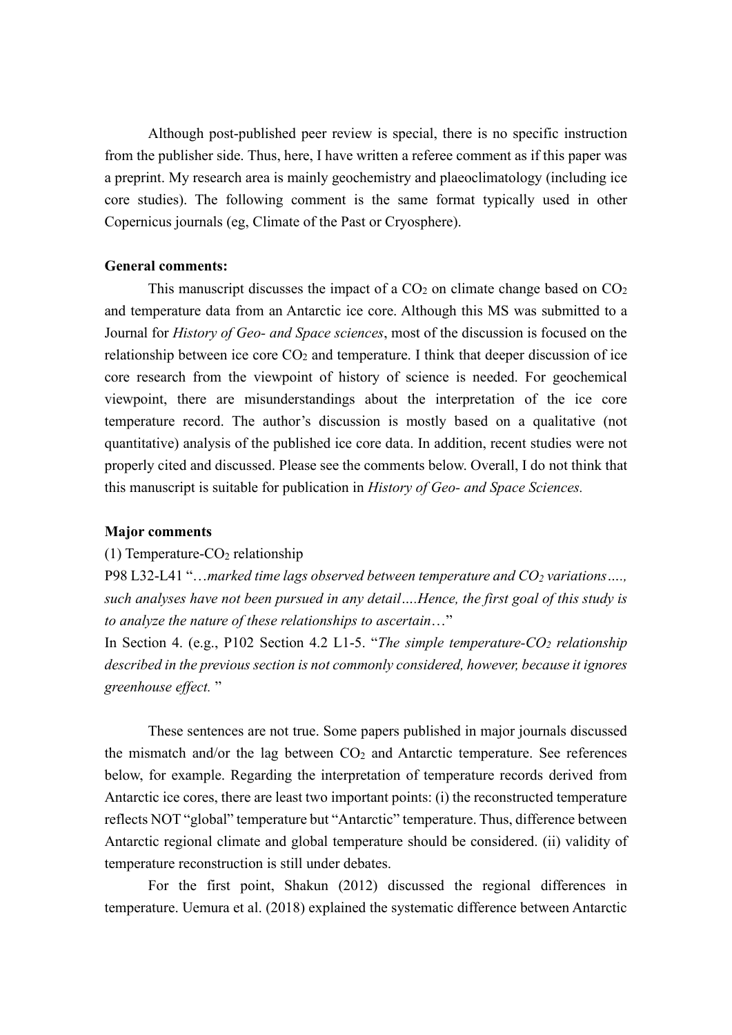Although post-published peer review is special, there is no specific instruction from the publisher side. Thus, here, I have written a referee comment as if this paper was a preprint. My research area is mainly geochemistry and plaeoclimatology (including ice core studies). The following comment is the same format typically used in other Copernicus journals (eg, Climate of the Past or Cryosphere).

**General comments:**

This manuscript discusses the impact of a $CO_2$ on climate change based on $CO_2$ and temperature data from an Antarctic ice core. Although this MS was submitted to a Journal for *History of Geo- and Space sciences*, most of the discussion is focused on the relationship between ice core $CO_2$ and temperature. I think that deeper discussion of ice core research from the viewpoint of history of science is needed. For geochemical viewpoint, there are misunderstandings about the interpretation of the ice core temperature record. The author's discussion is mostly based on a qualitative (not quantitative) analysis of the published ice core data. In addition, recent studies were not properly cited and discussed. Please see the comments below. Overall, I do not think that this manuscript is suitable for publication in *History of Geo- and Space Sciences.*

**Major comments**

(1) Temperature-$CO_2$ relationship

P98 L32-L41 "…*marked time lags observed between temperature and $CO_2$ variations…., such analyses have not been pursued in any detail….Hence, the first goal of this study is to analyze the nature of these relationships to ascertain*…"

In Section 4. (e.g., P102 Section 4.2 L1-5. "*The simple temperature-$CO_2$ relationship described in the previous section is not commonly considered, however, because it ignores greenhouse effect.* "

These sentences are not true. Some papers published in major journals discussed the mismatch and/or the lag between $CO_2$ and Antarctic temperature. See references below, for example. Regarding the interpretation of temperature records derived from Antarctic ice cores, there are least two important points: (i) the reconstructed temperature reflects NOT "global" temperature but "Antarctic" temperature. Thus, difference between Antarctic regional climate and global temperature should be considered. (ii) validity of temperature reconstruction is still under debates.

For the first point, Shakun (2012) discussed the regional differences in temperature. Uemura et al. (2018) explained the systematic difference between Antarctic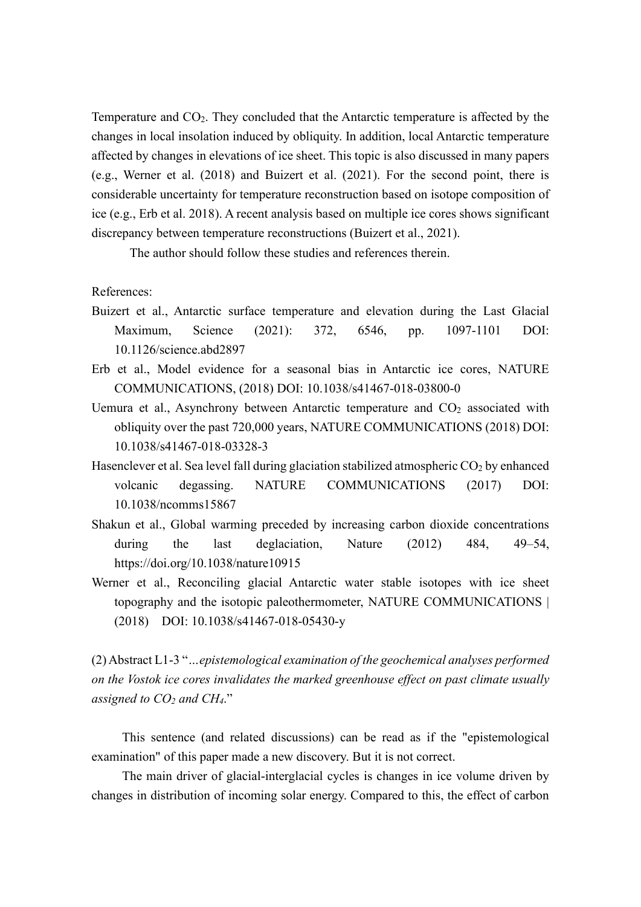Temperature and $CO_2$. They concluded that the Antarctic temperature is affected by the changes in local insolation induced by obliquity. In addition, local Antarctic temperature affected by changes in elevations of ice sheet. This topic is also discussed in many papers (e.g., Werner et al. (2018) and Buizert et al. (2021). For the second point, there is considerable uncertainty for temperature reconstruction based on isotope composition of ice (e.g., Erb et al. 2018). A recent analysis based on multiple ice cores shows significant discrepancy between temperature reconstructions (Buizert et al., 2021).

The author should follow these studies and references therein.

References:

Buizert et al., Antarctic surface temperature and elevation during the Last Glacial Maximum, Science (2021): 372, 6546, pp. 1097-1101 DOI: 10.1126/science.abd2897

Erb et al., Model evidence for a seasonal bias in Antarctic ice cores, NATURE COMMUNICATIONS, (2018) DOI: 10.1038/s41467-018-03800-0

Uemura et al., Asynchrony between Antarctic temperature and $CO_2$ associated with obliquity over the past 720,000 years, NATURE COMMUNICATIONS (2018) DOI: 10.1038/s41467-018-03328-3

Hasenclever et al. Sea level fall during glaciation stabilized atmospheric $CO_2$ by enhanced volcanic degassing. NATURE COMMUNICATIONS (2017) DOI: 10.1038/ncomms15867

Shakun et al., Global warming preceded by increasing carbon dioxide concentrations during the last deglaciation, Nature (2012) 484, 49–54, https://doi.org/10.1038/nature10915

Werner et al., Reconciling glacial Antarctic water stable isotopes with ice sheet topography and the isotopic paleothermometer, NATURE COMMUNICATIONS | (2018) DOI: 10.1038/s41467-018-05430-y

(2) Abstract L1-3 "*...epistemological examination of the geochemical analyses performed on the Vostok ice cores invalidates the marked greenhouse effect on past climate usually assigned to $CO_2$ and $CH_4$.*"

This sentence (and related discussions) can be read as if the "epistemological examination" of this paper made a new discovery. But it is not correct.

The main driver of glacial-interglacial cycles is changes in ice volume driven by changes in distribution of incoming solar energy. Compared to this, the effect of carbon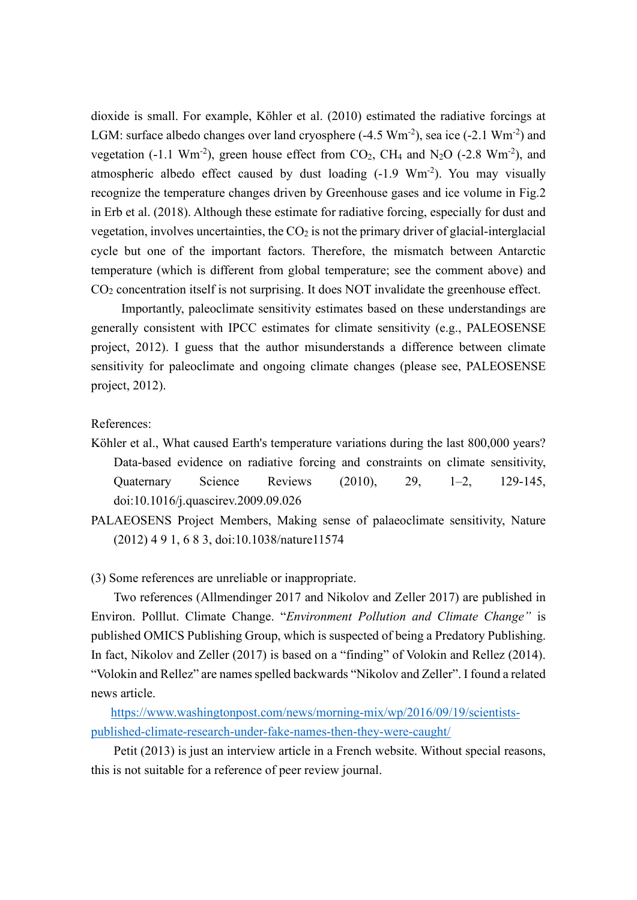dioxide is small. For example, Köhler et al. (2010) estimated the radiative forcings at LGM: surface albedo changes over land cryosphere (-4.5 $Wm^{-2}$), sea ice (-2.1 $Wm^{-2}$) and vegetation (-1.1 $Wm^{-2}$), green house effect from $CO_2$, $CH_4$ and $N_2O$ (-2.8 $Wm^{-2}$), and atmospheric albedo effect caused by dust loading (-1.9 $Wm^{-2}$). You may visually recognize the temperature changes driven by Greenhouse gases and ice volume in Fig.2 in Erb et al. (2018). Although these estimate for radiative forcing, especially for dust and vegetation, involves uncertainties, the $CO_2$ is not the primary driver of glacial-interglacial cycle but one of the important factors. Therefore, the mismatch between Antarctic temperature (which is different from global temperature; see the comment above) and $CO_2$ concentration itself is not surprising. It does NOT invalidate the greenhouse effect.

Importantly, paleoclimate sensitivity estimates based on these understandings are generally consistent with IPCC estimates for climate sensitivity (e.g., PALEOSENSE project, 2012). I guess that the author misunderstands a difference between climate sensitivity for paleoclimate and ongoing climate changes (please see, PALEOSENSE project, 2012).

References:

Köhler et al., What caused Earth's temperature variations during the last 800,000 years? Data-based evidence on radiative forcing and constraints on climate sensitivity, Quaternary Science Reviews (2010), 29, 1–2, 129-145, doi:10.1016/j.quascirev.2009.09.026

PALAEOSENS Project Members, Making sense of palaeoclimate sensitivity, Nature (2012) 4 9 1, 6 8 3, doi:10.1038/nature11574

(3) Some references are unreliable or inappropriate.

Two references (Allmendinger 2017 and Nikolov and Zeller 2017) are published in Environ. Polllut. Climate Change. "*Environment Pollution and Climate Change"* is published OMICS Publishing Group, which is suspected of being a Predatory Publishing. In fact, Nikolov and Zeller (2017) is based on a "finding" of Volokin and Rellez (2014). "Volokin and Rellez" are names spelled backwards "Nikolov and Zeller". I found a related news article.

https://www.washingtonpost.com/news/morning-mix/wp/2016/09/19/scientists-published-climate-research-under-fake-names-then-they-were-caught/

Petit (2013) is just an interview article in a French website. Without special reasons, this is not suitable for a reference of peer review journal.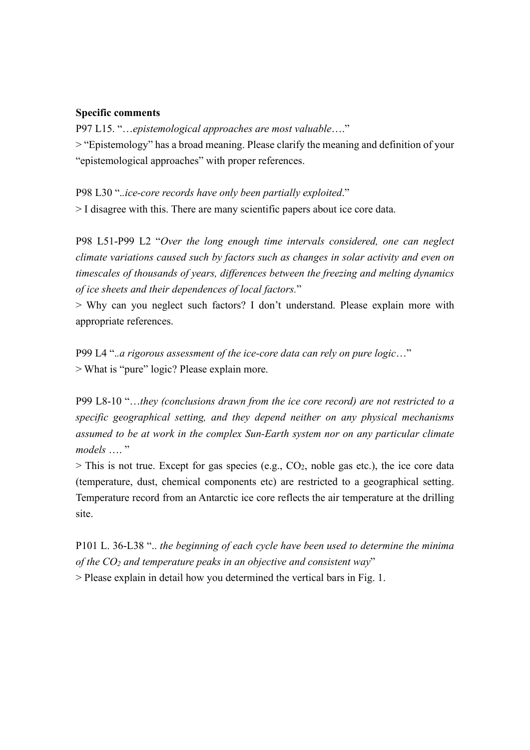**Specific comments**

P97 L15. "…*epistemological approaches are most valuable*…."

> "Epistemology" has a broad meaning. Please clarify the meaning and definition of your "epistemological approaches" with proper references.

P98 L30 "*..ice-core records have only been partially exploited*."

> I disagree with this. There are many scientific papers about ice core data.

P98 L51-P99 L2 "*Over the long enough time intervals considered, one can neglect climate variations caused such by factors such as changes in solar activity and even on timescales of thousands of years, differences between the freezing and melting dynamics of ice sheets and their dependences of local factors*."

> Why can you neglect such factors? I don't understand. Please explain more with appropriate references.

P99 L4 "*..a rigorous assessment of the ice-core data can rely on pure logic*…"

> What is "pure" logic? Please explain more.

P99 L8-10 "…*they (conclusions drawn from the ice core record) are not restricted to a specific geographical setting, and they depend neither on any physical mechanisms assumed to be at work in the complex Sun-Earth system nor on any particular climate models* …. "

> This is not true. Except for gas species (e.g., $CO_2$, noble gas etc.), the ice core data (temperature, dust, chemical components etc) are restricted to a geographical setting. Temperature record from an Antarctic ice core reflects the air temperature at the drilling site.

P101 L. 36-L38 "*.. the beginning of each cycle have been used to determine the minima of the $CO_2$ and temperature peaks in an objective and consistent way*"

> Please explain in detail how you determined the vertical bars in Fig. 1.